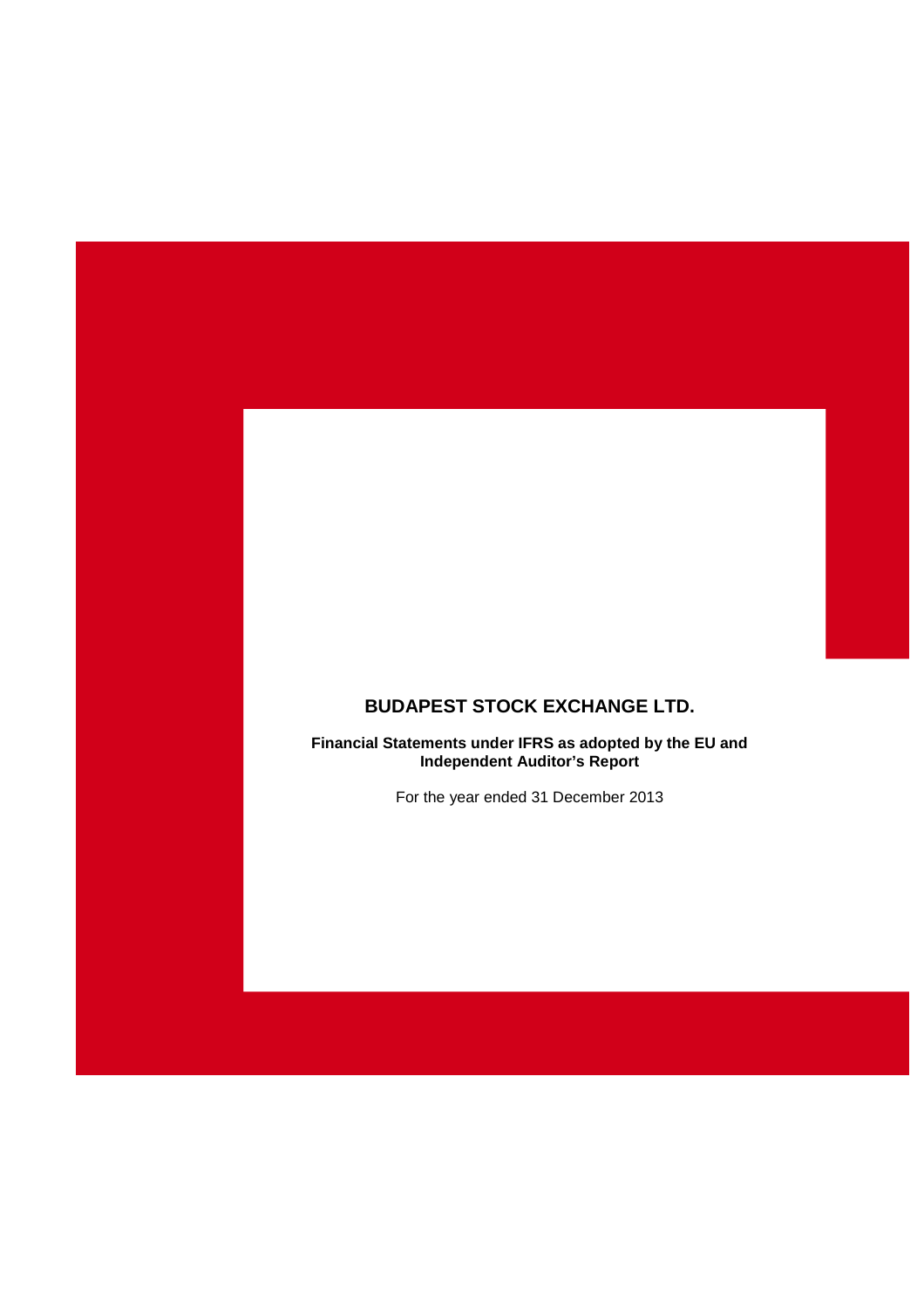# BUDAPEST STOCK EXCHANGE LTD.

**Financial Statements under IFRS as adopted by the EU and Independent Auditor's Report**

For the year ended 31 December 2013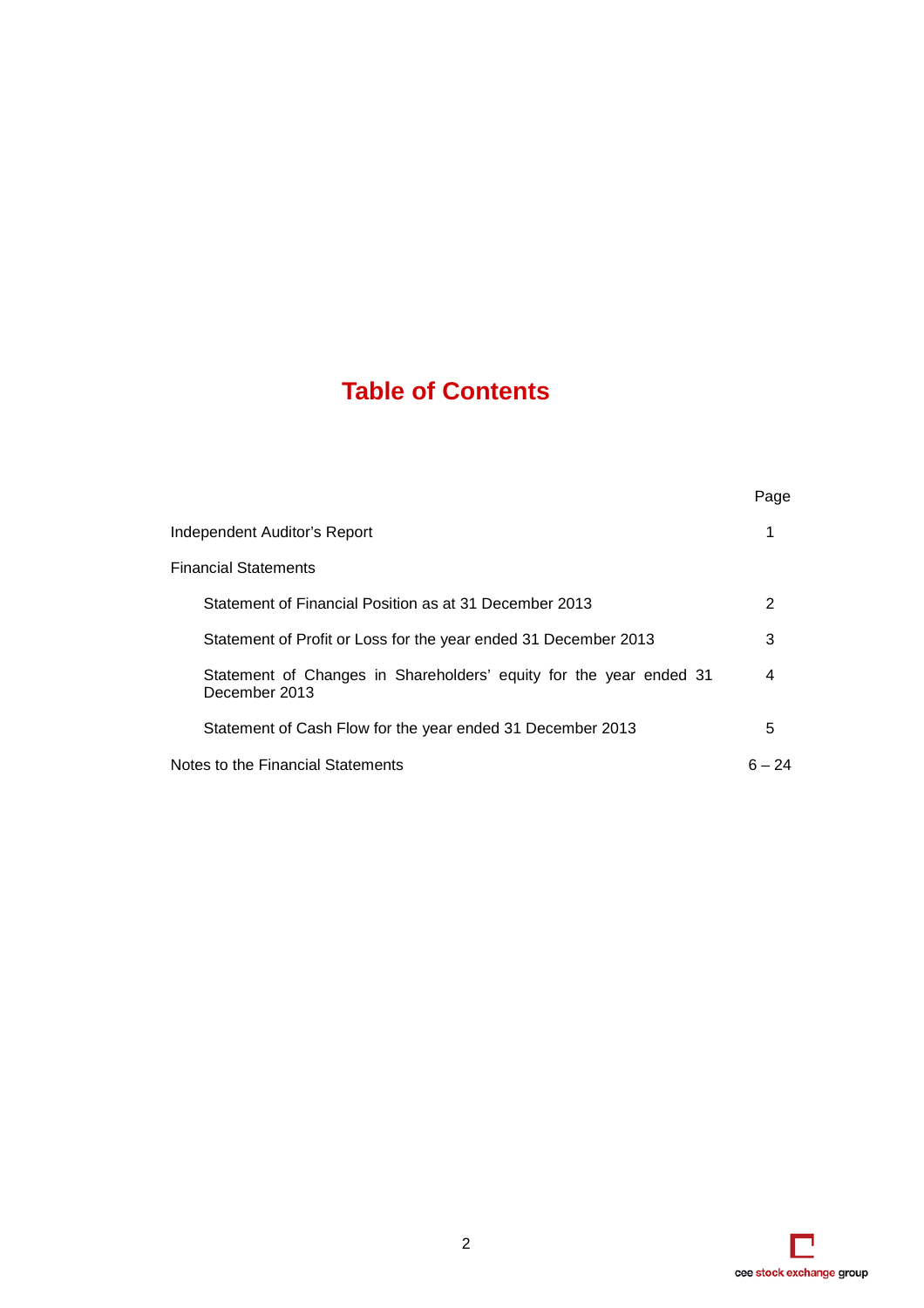# Table of Contents

| | Page |
|---|---|
| Independent Auditor's Report | 1 |
| Financial Statements | |
| Statement of Financial Position as at 31 December 2013 | 2 |
| Statement of Profit or Loss for the year ended 31 December 2013 | 3 |
| Statement of Changes in Shareholders' equity for the year ended 31 December 2013 | 4 |
| Statement of Cash Flow for the year ended 31 December 2013 | 5 |
| Notes to the Financial Statements | 6 – 24 |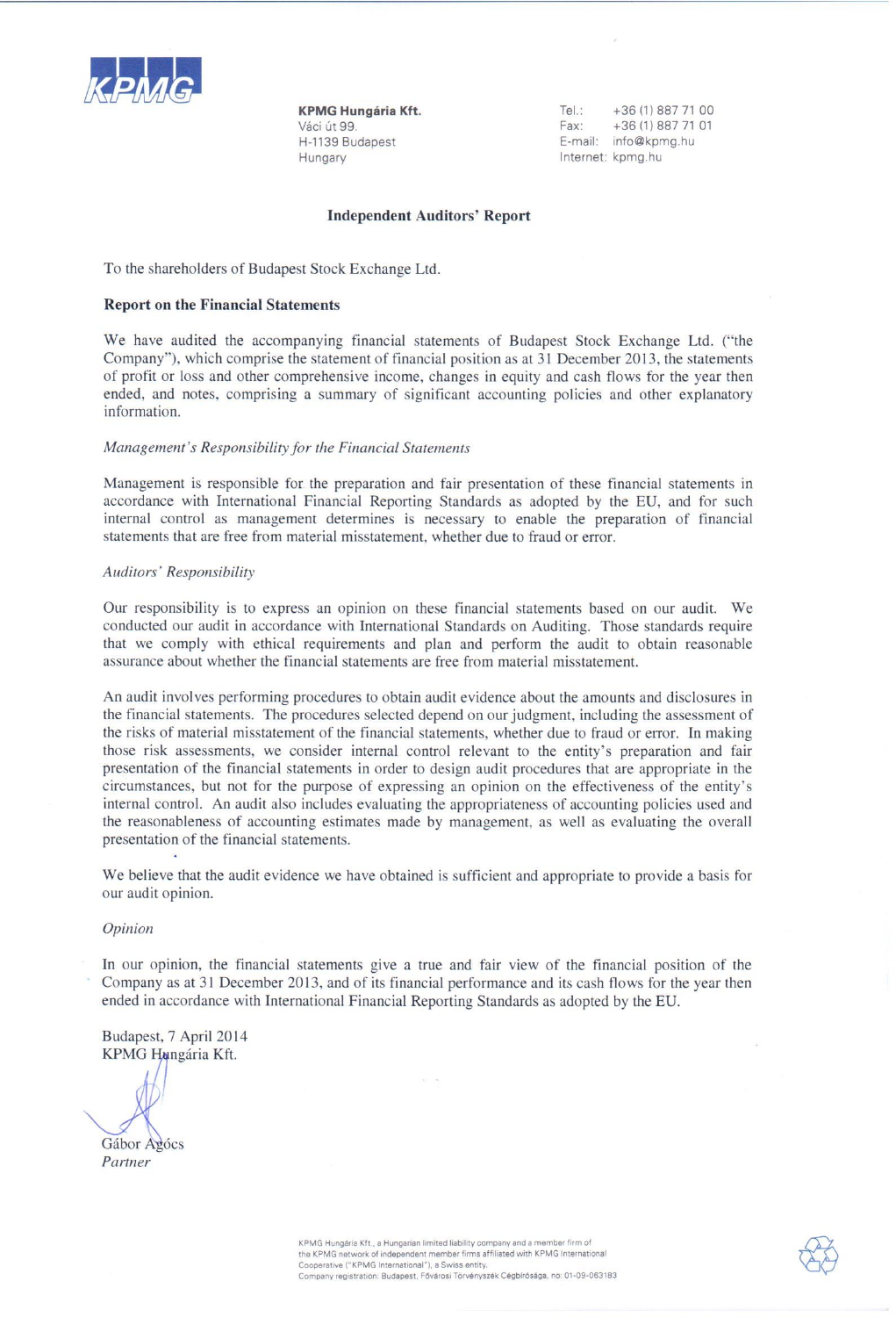KPMG Hungária Kft.
Váci út 99.
H-1139 Budapest
Hungary

Tel.: +36 (1) 887 71 00
Fax: +36 (1) 887 71 01
E-mail: info@kpmg.hu
Internet: kpmg.hu

# Independent Auditors' Report

To the shareholders of Budapest Stock Exchange Ltd.

## Report on the Financial Statements

We have audited the accompanying financial statements of Budapest Stock Exchange Ltd. ("the Company"), which comprise the statement of financial position as at 31 December 2013, the statements of profit or loss and other comprehensive income, changes in equity and cash flows for the year then ended, and notes, comprising a summary of significant accounting policies and other explanatory information.

*Management's Responsibility for the Financial Statements*

Management is responsible for the preparation and fair presentation of these financial statements in accordance with International Financial Reporting Standards as adopted by the EU, and for such internal control as management determines is necessary to enable the preparation of financial statements that are free from material misstatement, whether due to fraud or error.

*Auditors' Responsibility*

Our responsibility is to express an opinion on these financial statements based on our audit. We conducted our audit in accordance with International Standards on Auditing. Those standards require that we comply with ethical requirements and plan and perform the audit to obtain reasonable assurance about whether the financial statements are free from material misstatement.

An audit involves performing procedures to obtain audit evidence about the amounts and disclosures in the financial statements. The procedures selected depend on our judgment, including the assessment of the risks of material misstatement of the financial statements, whether due to fraud or error. In making those risk assessments, we consider internal control relevant to the entity's preparation and fair presentation of the financial statements in order to design audit procedures that are appropriate in the circumstances, but not for the purpose of expressing an opinion on the effectiveness of the entity's internal control. An audit also includes evaluating the appropriateness of accounting policies used and the reasonableness of accounting estimates made by management, as well as evaluating the overall presentation of the financial statements.

We believe that the audit evidence we have obtained is sufficient and appropriate to provide a basis for our audit opinion.

*Opinion*

In our opinion, the financial statements give a true and fair view of the financial position of the Company as at 31 December 2013, and of its financial performance and its cash flows for the year then ended in accordance with International Financial Reporting Standards as adopted by the EU.

Budapest, 7 April 2014
KPMG Hungária Kft.

Gábor Agócs
*Partner*

KPMG Hungária Kft., a Hungarian limited liability company and a member firm of the KPMG network of independent member firms affiliated with KPMG International Cooperative ("KPMG International"), a Swiss entity.
Company registration: Budapest, Fővárosi Törvényszék Cégbírósága, no: 01-09-063183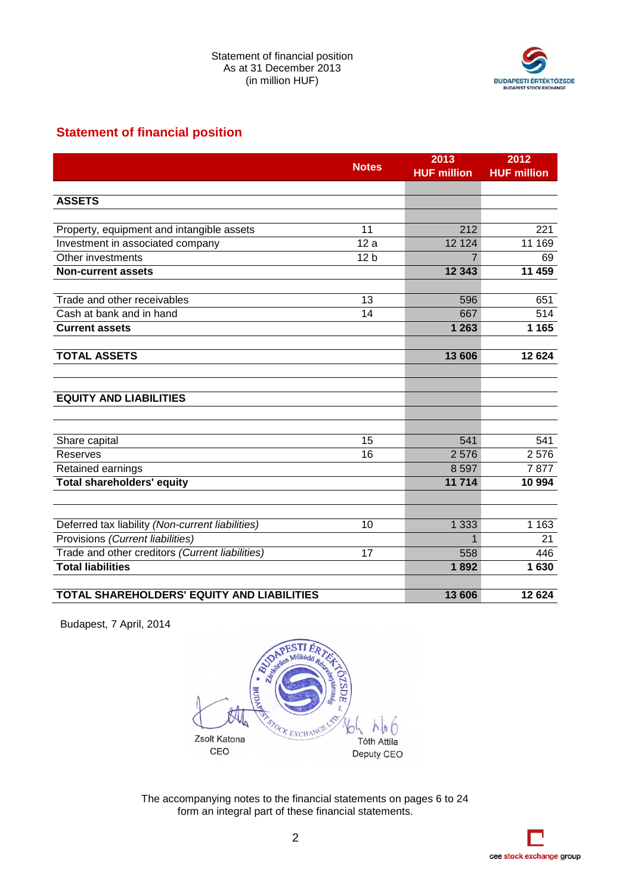Statement of financial position
As at 31 December 2013
(in million HUF)

## Statement of financial position

| | Notes | 2013 HUF million | 2012 HUF million |
|---|---|---|---|
| **ASSETS** | | | |
| Property, equipment and intangible assets | 11 | 212 | 221 |
| Investment in associated company | 12 a | 12 124 | 11 169 |
| Other investments | 12 b | 7 | 69 |
| **Non-current assets** | | **12 343** | **11 459** |
| Trade and other receivables | 13 | 596 | 651 |
| Cash at bank and in hand | 14 | 667 | 514 |
| **Current assets** | | **1 263** | **1 165** |
| **TOTAL ASSETS** | | **13 606** | **12 624** |
| **EQUITY AND LIABILITIES** | | | |
| Share capital | 15 | 541 | 541 |
| Reserves | 16 | 2 576 | 2 576 |
| Retained earnings | | 8 597 | 7 877 |
| **Total shareholders' equity** | | **11 714** | **10 994** |
| Deferred tax liability *(Non-current liabilities)* | 10 | 1 333 | 1 163 |
| Provisions *(Current liabilities)* | | 1 | 21 |
| Trade and other creditors *(Current liabilities)* | 17 | 558 | 446 |
| **Total liabilities** | | **1 892** | **1 630** |
| **TOTAL SHAREHOLDERS' EQUITY AND LIABILITIES** | | **13 606** | **12 624** |

Budapest, 7 April, 2014

Zsolt Katona
CEO

Tóth Attila
Deputy CEO

The accompanying notes to the financial statements on pages 6 to 24 form an integral part of these financial statements.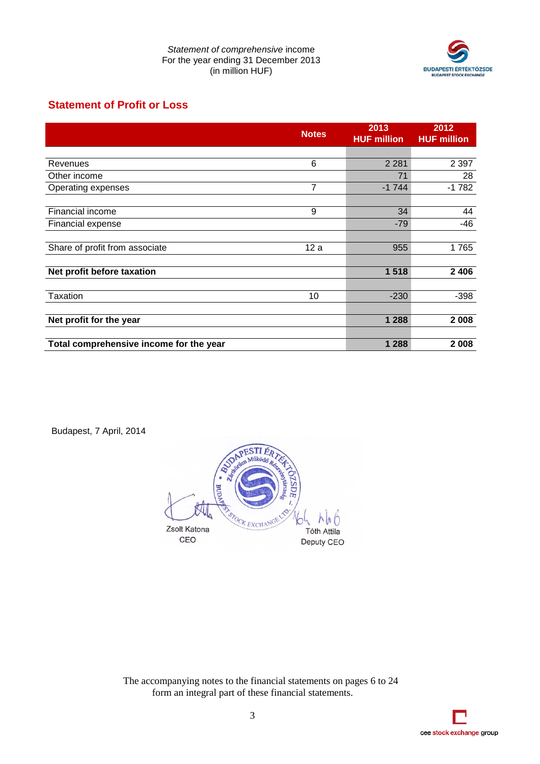*Statement of comprehensive* income
For the year ending 31 December 2013
(in million HUF)

## Statement of Profit or Loss

| | Notes | 2013 HUF million | 2012 HUF million |
|---|---|---|---|
| Revenues | 6 | 2 281 | 2 397 |
| Other income | | 71 | 28 |
| Operating expenses | 7 | -1 744 | -1 782 |
| Financial income | 9 | 34 | 44 |
| Financial expense | | -79 | -46 |
| Share of profit from associate | 12 a | 955 | 1 765 |
| **Net profit before taxation** | | **1 518** | **2 406** |
| Taxation | 10 | -230 | -398 |
| **Net profit for the year** | | **1 288** | **2 008** |
| **Total comprehensive income for the year** | | **1 288** | **2 008** |

Budapest, 7 April, 2014

Zsolt Katona
CEO

Tóth Attila
Deputy CEO

The accompanying notes to the financial statements on pages 6 to 24
form an integral part of these financial statements.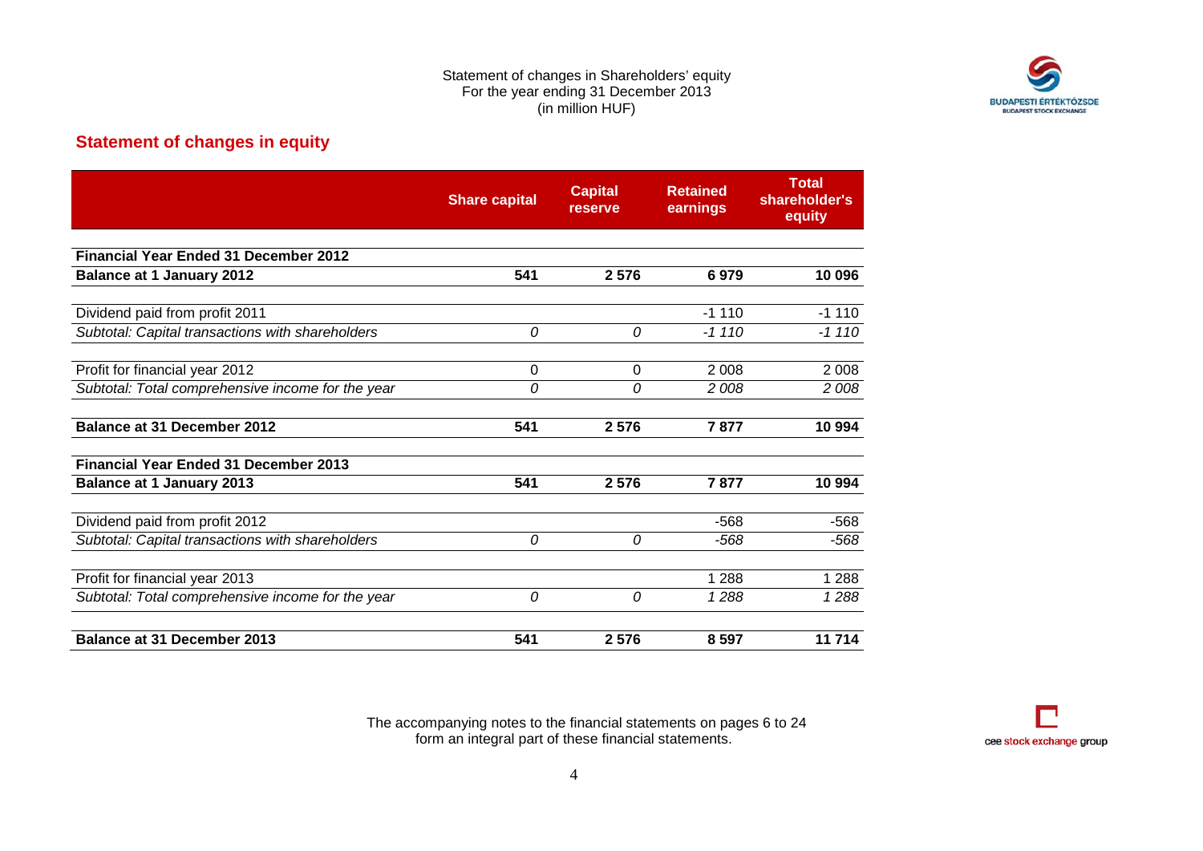Statement of changes in Shareholders' equity
For the year ending 31 December 2013
(in million HUF)

## Statement of changes in equity

| | Share capital | Capital reserve | Retained earnings | Total shareholder's equity |
|---|---|---|---|---|
| **Financial Year Ended 31 December 2012** | | | | |
| **Balance at 1 January 2012** | **541** | **2 576** | **6 979** | **10 096** |
| Dividend paid from profit 2011 | | | -1 110 | -1 110 |
| *Subtotal: Capital transactions with shareholders* | *0* | *0* | *-1 110* | *-1 110* |
| Profit for financial year 2012 | 0 | 0 | 2 008 | 2 008 |
| *Subtotal: Total comprehensive income for the year* | *0* | *0* | *2 008* | *2 008* |
| **Balance at 31 December 2012** | **541** | **2 576** | **7 877** | **10 994** |
| **Financial Year Ended 31 December 2013** | | | | |
| **Balance at 1 January 2013** | **541** | **2 576** | **7 877** | **10 994** |
| Dividend paid from profit 2012 | | | -568 | -568 |
| *Subtotal: Capital transactions with shareholders* | *0* | *0* | *-568* | *-568* |
| Profit for financial year 2013 | | | 1 288 | 1 288 |
| *Subtotal: Total comprehensive income for the year* | *0* | *0* | *1 288* | *1 288* |
| **Balance at 31 December 2013** | **541** | **2 576** | **8 597** | **11 714** |

The accompanying notes to the financial statements on pages 6 to 24 form an integral part of these financial statements.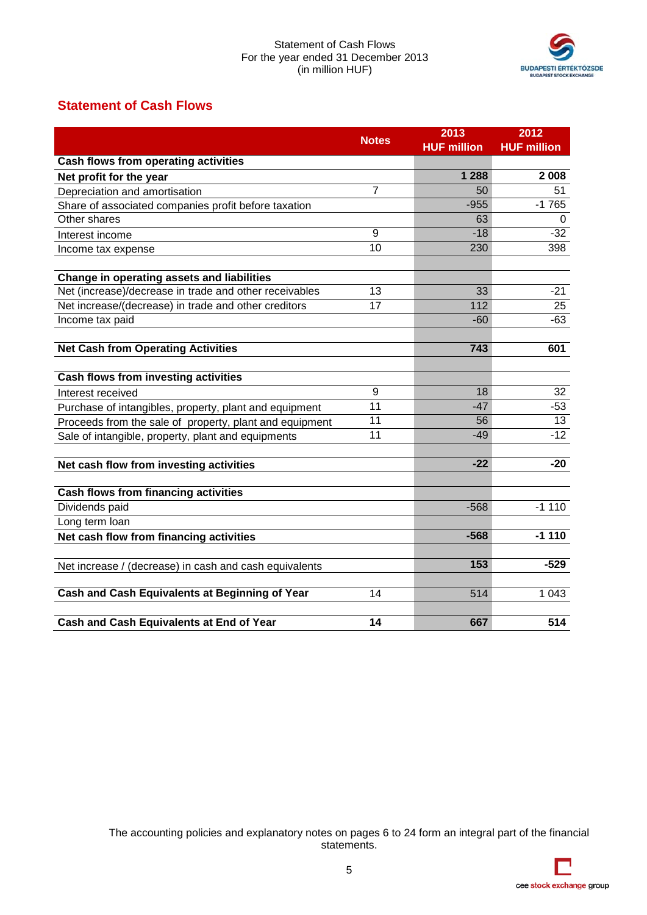Statement of Cash Flows
For the year ended 31 December 2013
(in million HUF)

## Statement of Cash Flows

| | Notes | 2013 HUF million | 2012 HUF million |
|---|---|---|---|
| **Cash flows from operating activities** | | | |
| **Net profit for the year** | | **1 288** | **2 008** |
| Depreciation and amortisation | 7 | 50 | 51 |
| Share of associated companies profit before taxation | | -955 | -1 765 |
| Other shares | | 63 | 0 |
| Interest income | 9 | -18 | -32 |
| Income tax expense | 10 | 230 | 398 |
| | | | |
| **Change in operating assets and liabilities** | | | |
| Net (increase)/decrease in trade and other receivables | 13 | 33 | -21 |
| Net increase/(decrease) in trade and other creditors | 17 | 112 | 25 |
| Income tax paid | | -60 | -63 |
| | | | |
| **Net Cash from Operating Activities** | | **743** | **601** |
| | | | |
| **Cash flows from investing activities** | | | |
| Interest received | 9 | 18 | 32 |
| Purchase of intangibles, property, plant and equipment | 11 | -47 | -53 |
| Proceeds from the sale of property, plant and equipment | 11 | 56 | 13 |
| Sale of intangible, property, plant and equipments | 11 | -49 | -12 |
| | | | |
| **Net cash flow from investing activities** | | **-22** | **-20** |
| | | | |
| **Cash flows from financing activities** | | | |
| Dividends paid | | -568 | -1 110 |
| Long term loan | | | |
| **Net cash flow from financing activities** | | **-568** | **-1 110** |
| | | | |
| Net increase / (decrease) in cash and cash equivalents | | **153** | **-529** |
| | | | |
| **Cash and Cash Equivalents at Beginning of Year** | 14 | 514 | 1 043 |
| | | | |
| **Cash and Cash Equivalents at End of Year** | **14** | **667** | **514** |

The accounting policies and explanatory notes on pages 6 to 24 form an integral part of the financial statements.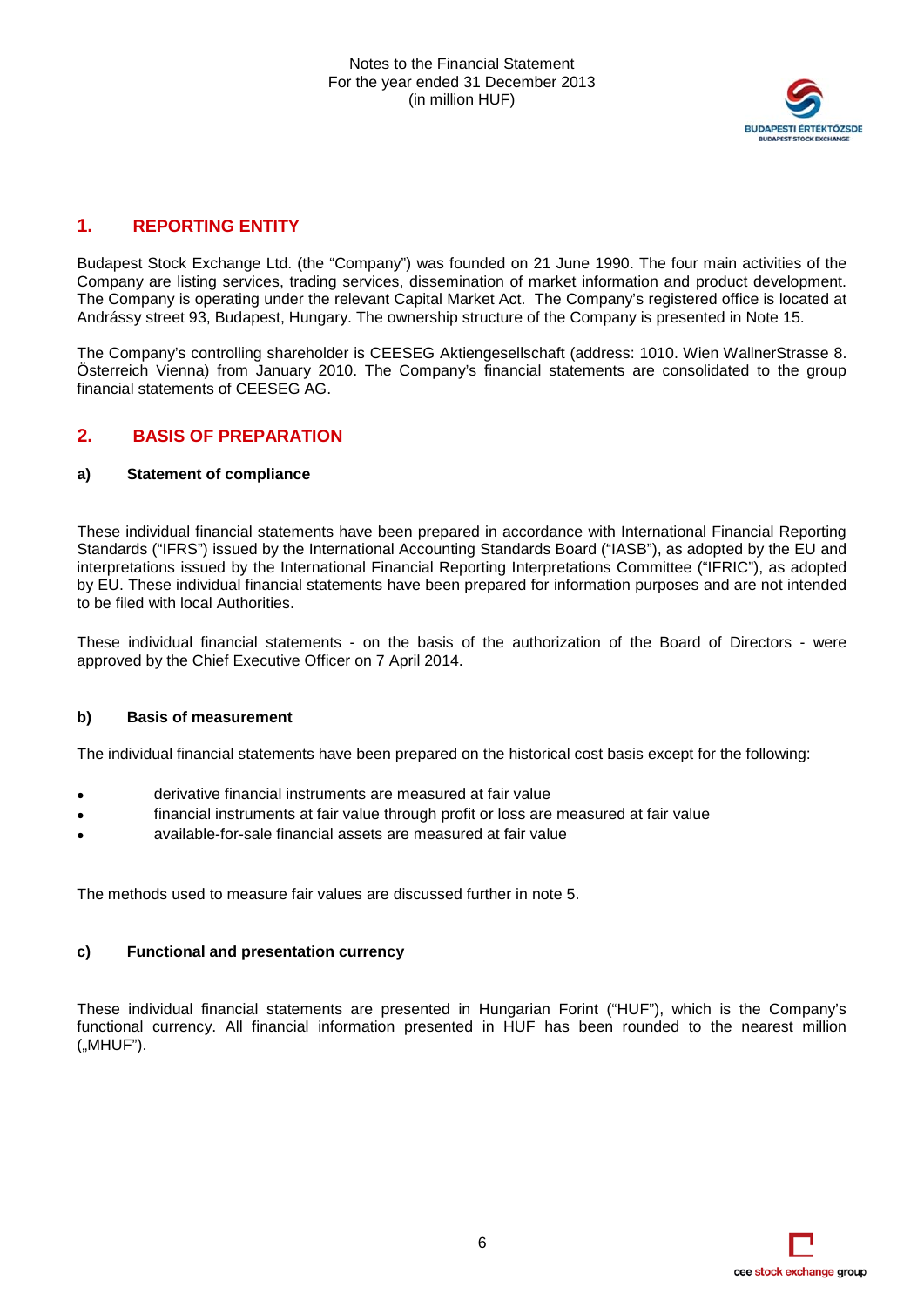## 1. REPORTING ENTITY

Budapest Stock Exchange Ltd. (the "Company") was founded on 21 June 1990. The four main activities of the Company are listing services, trading services, dissemination of market information and product development. The Company is operating under the relevant Capital Market Act. The Company's registered office is located at Andrássy street 93, Budapest, Hungary. The ownership structure of the Company is presented in Note 15.

The Company's controlling shareholder is CEESEG Aktiengesellschaft (address: 1010. Wien WallnerStrasse 8. Österreich Vienna) from January 2010. The Company's financial statements are consolidated to the group financial statements of CEESEG AG.

## 2. BASIS OF PREPARATION

### a) Statement of compliance

These individual financial statements have been prepared in accordance with International Financial Reporting Standards ("IFRS") issued by the International Accounting Standards Board ("IASB"), as adopted by the EU and interpretations issued by the International Financial Reporting Interpretations Committee ("IFRIC"), as adopted by EU. These individual financial statements have been prepared for information purposes and are not intended to be filed with local Authorities.

These individual financial statements - on the basis of the authorization of the Board of Directors - were approved by the Chief Executive Officer on 7 April 2014.

### b) Basis of measurement

The individual financial statements have been prepared on the historical cost basis except for the following:

- derivative financial instruments are measured at fair value
- financial instruments at fair value through profit or loss are measured at fair value
- available-for-sale financial assets are measured at fair value

The methods used to measure fair values are discussed further in note 5.

### c) Functional and presentation currency

These individual financial statements are presented in Hungarian Forint ("HUF"), which is the Company's functional currency. All financial information presented in HUF has been rounded to the nearest million („MHUF").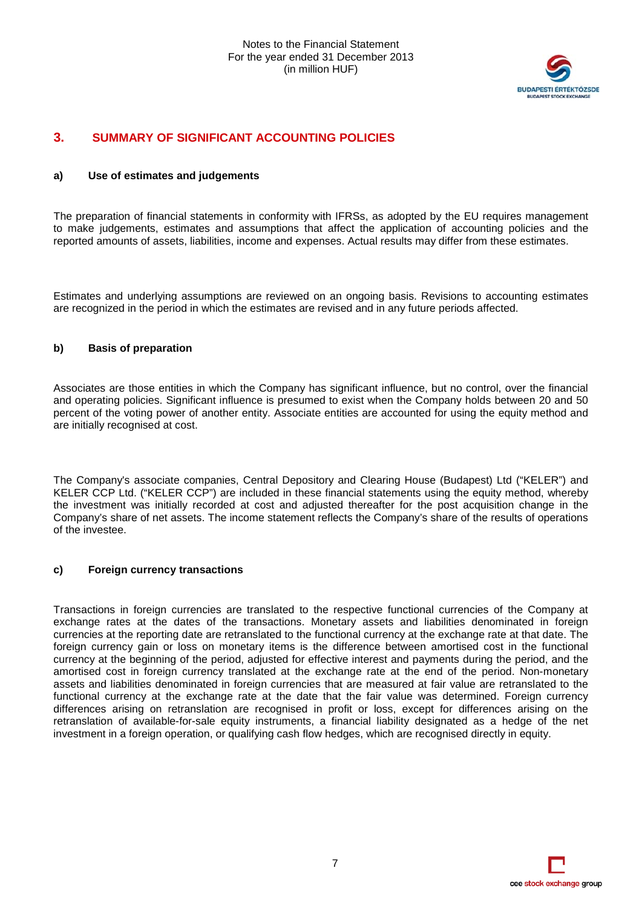## 3. SUMMARY OF SIGNIFICANT ACCOUNTING POLICIES

### a) Use of estimates and judgements

The preparation of financial statements in conformity with IFRSs, as adopted by the EU requires management to make judgements, estimates and assumptions that affect the application of accounting policies and the reported amounts of assets, liabilities, income and expenses. Actual results may differ from these estimates.

Estimates and underlying assumptions are reviewed on an ongoing basis. Revisions to accounting estimates are recognized in the period in which the estimates are revised and in any future periods affected.

### b) Basis of preparation

Associates are those entities in which the Company has significant influence, but no control, over the financial and operating policies. Significant influence is presumed to exist when the Company holds between 20 and 50 percent of the voting power of another entity. Associate entities are accounted for using the equity method and are initially recognised at cost.

The Company's associate companies, Central Depository and Clearing House (Budapest) Ltd ("KELER") and KELER CCP Ltd. ("KELER CCP") are included in these financial statements using the equity method, whereby the investment was initially recorded at cost and adjusted thereafter for the post acquisition change in the Company's share of net assets. The income statement reflects the Company's share of the results of operations of the investee.

### c) Foreign currency transactions

Transactions in foreign currencies are translated to the respective functional currencies of the Company at exchange rates at the dates of the transactions. Monetary assets and liabilities denominated in foreign currencies at the reporting date are retranslated to the functional currency at the exchange rate at that date. The foreign currency gain or loss on monetary items is the difference between amortised cost in the functional currency at the beginning of the period, adjusted for effective interest and payments during the period, and the amortised cost in foreign currency translated at the exchange rate at the end of the period. Non-monetary assets and liabilities denominated in foreign currencies that are measured at fair value are retranslated to the functional currency at the exchange rate at the date that the fair value was determined. Foreign currency differences arising on retranslation are recognised in profit or loss, except for differences arising on the retranslation of available-for-sale equity instruments, a financial liability designated as a hedge of the net investment in a foreign operation, or qualifying cash flow hedges, which are recognised directly in equity.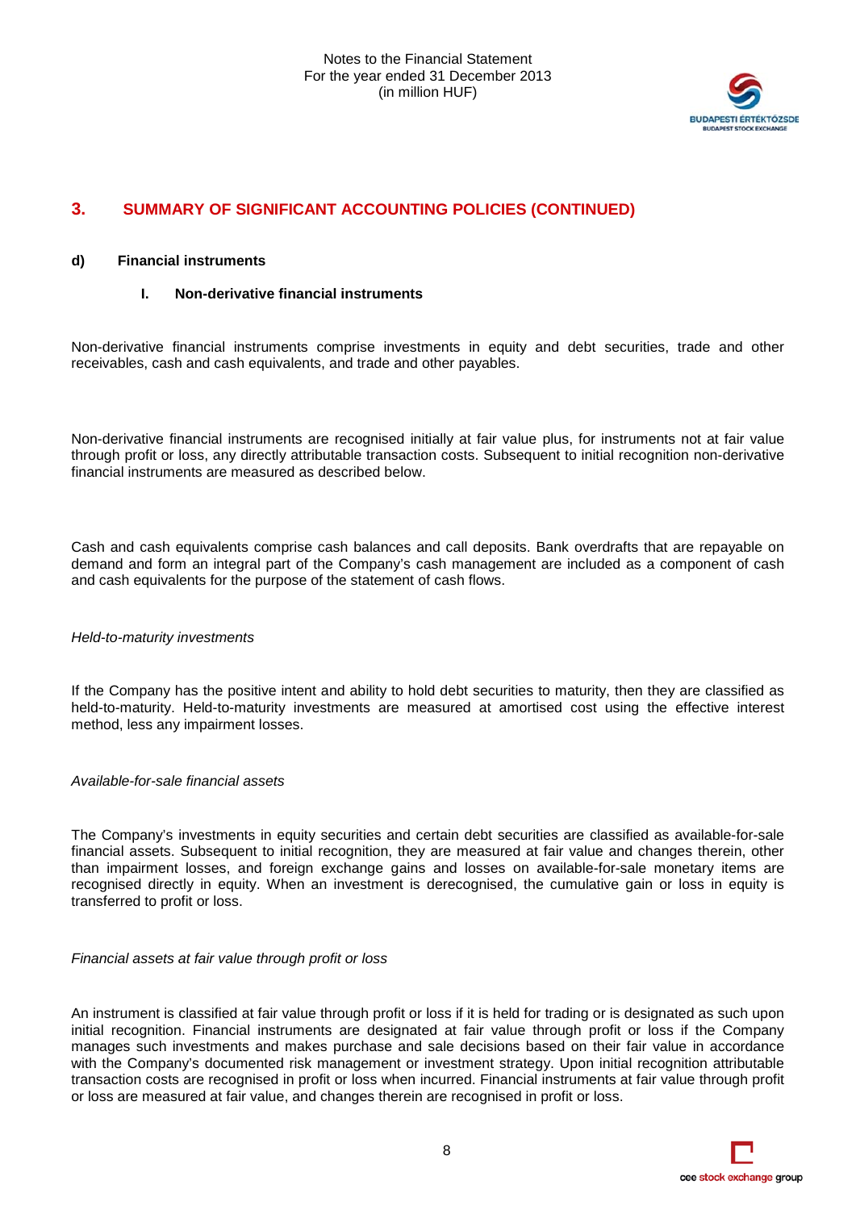## 3. SUMMARY OF SIGNIFICANT ACCOUNTING POLICIES (CONTINUED)

### d) Financial instruments

#### I. Non-derivative financial instruments

Non-derivative financial instruments comprise investments in equity and debt securities, trade and other receivables, cash and cash equivalents, and trade and other payables.

Non-derivative financial instruments are recognised initially at fair value plus, for instruments not at fair value through profit or loss, any directly attributable transaction costs. Subsequent to initial recognition non-derivative financial instruments are measured as described below.

Cash and cash equivalents comprise cash balances and call deposits. Bank overdrafts that are repayable on demand and form an integral part of the Company's cash management are included as a component of cash and cash equivalents for the purpose of the statement of cash flows.

*Held-to-maturity investments*

If the Company has the positive intent and ability to hold debt securities to maturity, then they are classified as held-to-maturity. Held-to-maturity investments are measured at amortised cost using the effective interest method, less any impairment losses.

*Available-for-sale financial assets*

The Company's investments in equity securities and certain debt securities are classified as available-for-sale financial assets. Subsequent to initial recognition, they are measured at fair value and changes therein, other than impairment losses, and foreign exchange gains and losses on available-for-sale monetary items are recognised directly in equity. When an investment is derecognised, the cumulative gain or loss in equity is transferred to profit or loss.

*Financial assets at fair value through profit or loss*

An instrument is classified at fair value through profit or loss if it is held for trading or is designated as such upon initial recognition. Financial instruments are designated at fair value through profit or loss if the Company manages such investments and makes purchase and sale decisions based on their fair value in accordance with the Company's documented risk management or investment strategy. Upon initial recognition attributable transaction costs are recognised in profit or loss when incurred. Financial instruments at fair value through profit or loss are measured at fair value, and changes therein are recognised in profit or loss.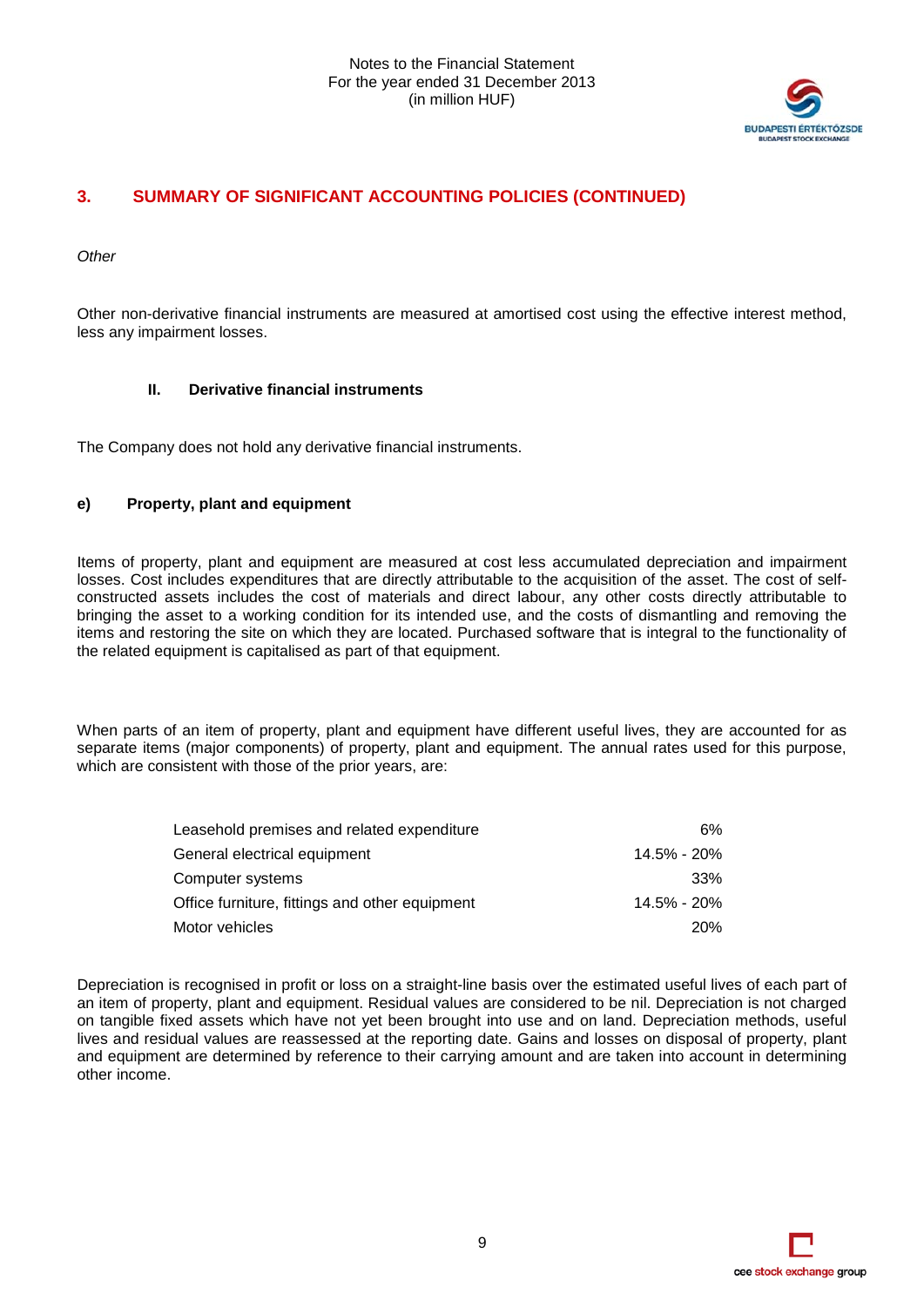## 3. SUMMARY OF SIGNIFICANT ACCOUNTING POLICIES (CONTINUED)

*Other*

Other non-derivative financial instruments are measured at amortised cost using the effective interest method, less any impairment losses.

#### II. Derivative financial instruments

The Company does not hold any derivative financial instruments.

### e) Property, plant and equipment

Items of property, plant and equipment are measured at cost less accumulated depreciation and impairment losses. Cost includes expenditures that are directly attributable to the acquisition of the asset. The cost of self-constructed assets includes the cost of materials and direct labour, any other costs directly attributable to bringing the asset to a working condition for its intended use, and the costs of dismantling and removing the items and restoring the site on which they are located. Purchased software that is integral to the functionality of the related equipment is capitalised as part of that equipment.

When parts of an item of property, plant and equipment have different useful lives, they are accounted for as separate items (major components) of property, plant and equipment. The annual rates used for this purpose, which are consistent with those of the prior years, are:

| | |
|---|---:|
| Leasehold premises and related expenditure | 6% |
| General electrical equipment | 14.5% - 20% |
| Computer systems | 33% |
| Office furniture, fittings and other equipment | 14.5% - 20% |
| Motor vehicles | 20% |

Depreciation is recognised in profit or loss on a straight-line basis over the estimated useful lives of each part of an item of property, plant and equipment. Residual values are considered to be nil. Depreciation is not charged on tangible fixed assets which have not yet been brought into use and on land. Depreciation methods, useful lives and residual values are reassessed at the reporting date. Gains and losses on disposal of property, plant and equipment are determined by reference to their carrying amount and are taken into account in determining other income.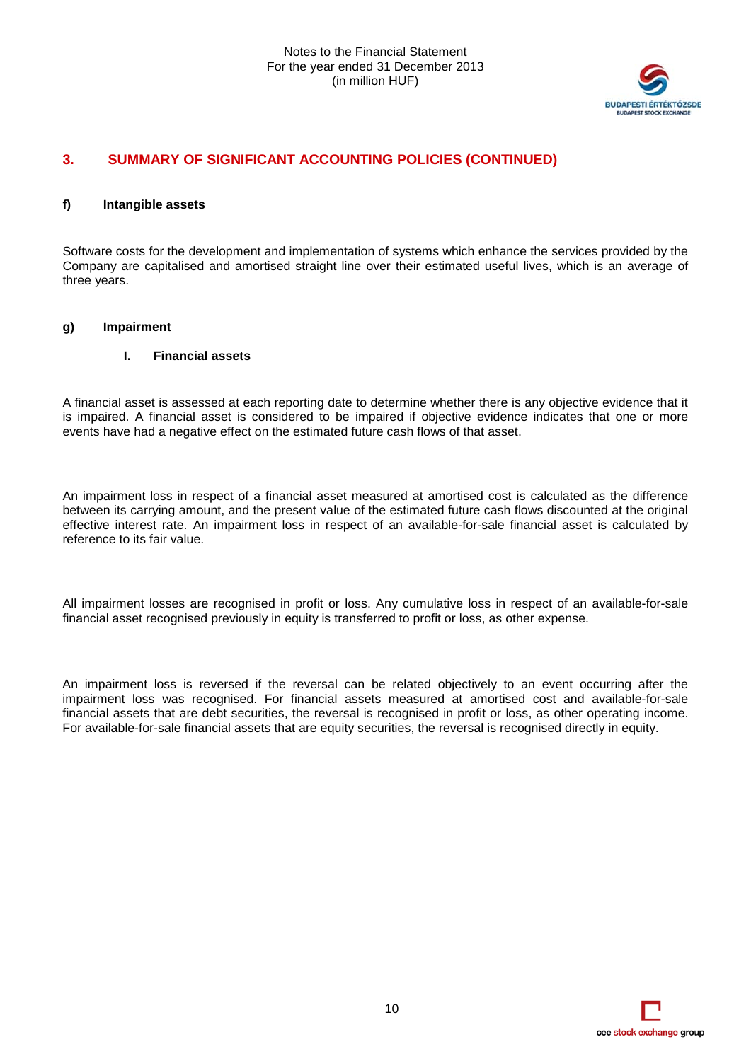## 3. SUMMARY OF SIGNIFICANT ACCOUNTING POLICIES (CONTINUED)

### f) Intangible assets

Software costs for the development and implementation of systems which enhance the services provided by the Company are capitalised and amortised straight line over their estimated useful lives, which is an average of three years.

### g) Impairment

#### I. Financial assets

A financial asset is assessed at each reporting date to determine whether there is any objective evidence that it is impaired. A financial asset is considered to be impaired if objective evidence indicates that one or more events have had a negative effect on the estimated future cash flows of that asset.

An impairment loss in respect of a financial asset measured at amortised cost is calculated as the difference between its carrying amount, and the present value of the estimated future cash flows discounted at the original effective interest rate. An impairment loss in respect of an available-for-sale financial asset is calculated by reference to its fair value.

All impairment losses are recognised in profit or loss. Any cumulative loss in respect of an available-for-sale financial asset recognised previously in equity is transferred to profit or loss, as other expense.

An impairment loss is reversed if the reversal can be related objectively to an event occurring after the impairment loss was recognised. For financial assets measured at amortised cost and available-for-sale financial assets that are debt securities, the reversal is recognised in profit or loss, as other operating income. For available-for-sale financial assets that are equity securities, the reversal is recognised directly in equity.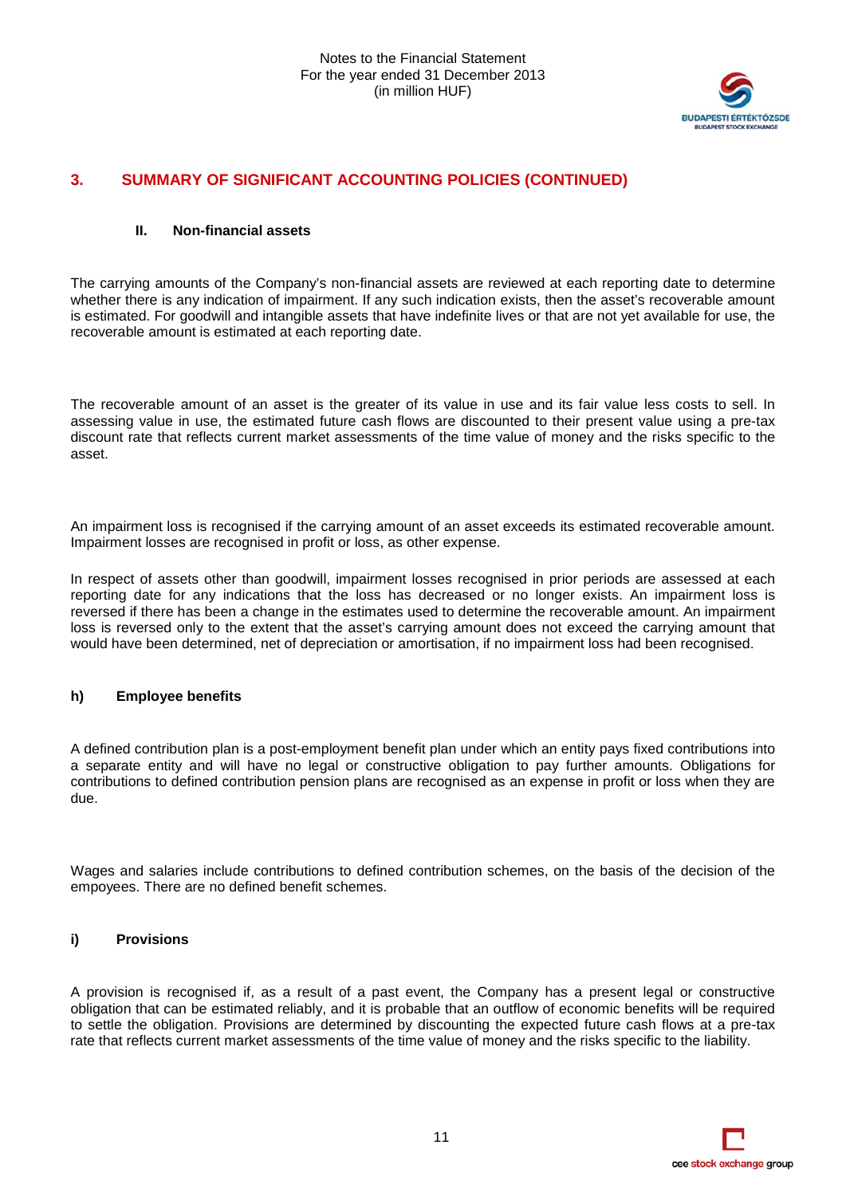## 3. SUMMARY OF SIGNIFICANT ACCOUNTING POLICIES (CONTINUED)

### II. Non-financial assets

The carrying amounts of the Company's non-financial assets are reviewed at each reporting date to determine whether there is any indication of impairment. If any such indication exists, then the asset's recoverable amount is estimated. For goodwill and intangible assets that have indefinite lives or that are not yet available for use, the recoverable amount is estimated at each reporting date.

The recoverable amount of an asset is the greater of its value in use and its fair value less costs to sell. In assessing value in use, the estimated future cash flows are discounted to their present value using a pre-tax discount rate that reflects current market assessments of the time value of money and the risks specific to the asset.

An impairment loss is recognised if the carrying amount of an asset exceeds its estimated recoverable amount. Impairment losses are recognised in profit or loss, as other expense.

In respect of assets other than goodwill, impairment losses recognised in prior periods are assessed at each reporting date for any indications that the loss has decreased or no longer exists. An impairment loss is reversed if there has been a change in the estimates used to determine the recoverable amount. An impairment loss is reversed only to the extent that the asset's carrying amount does not exceed the carrying amount that would have been determined, net of depreciation or amortisation, if no impairment loss had been recognised.

### h) Employee benefits

A defined contribution plan is a post-employment benefit plan under which an entity pays fixed contributions into a separate entity and will have no legal or constructive obligation to pay further amounts. Obligations for contributions to defined contribution pension plans are recognised as an expense in profit or loss when they are due.

Wages and salaries include contributions to defined contribution schemes, on the basis of the decision of the empoyees. There are no defined benefit schemes.

### i) Provisions

A provision is recognised if, as a result of a past event, the Company has a present legal or constructive obligation that can be estimated reliably, and it is probable that an outflow of economic benefits will be required to settle the obligation. Provisions are determined by discounting the expected future cash flows at a pre-tax rate that reflects current market assessments of the time value of money and the risks specific to the liability.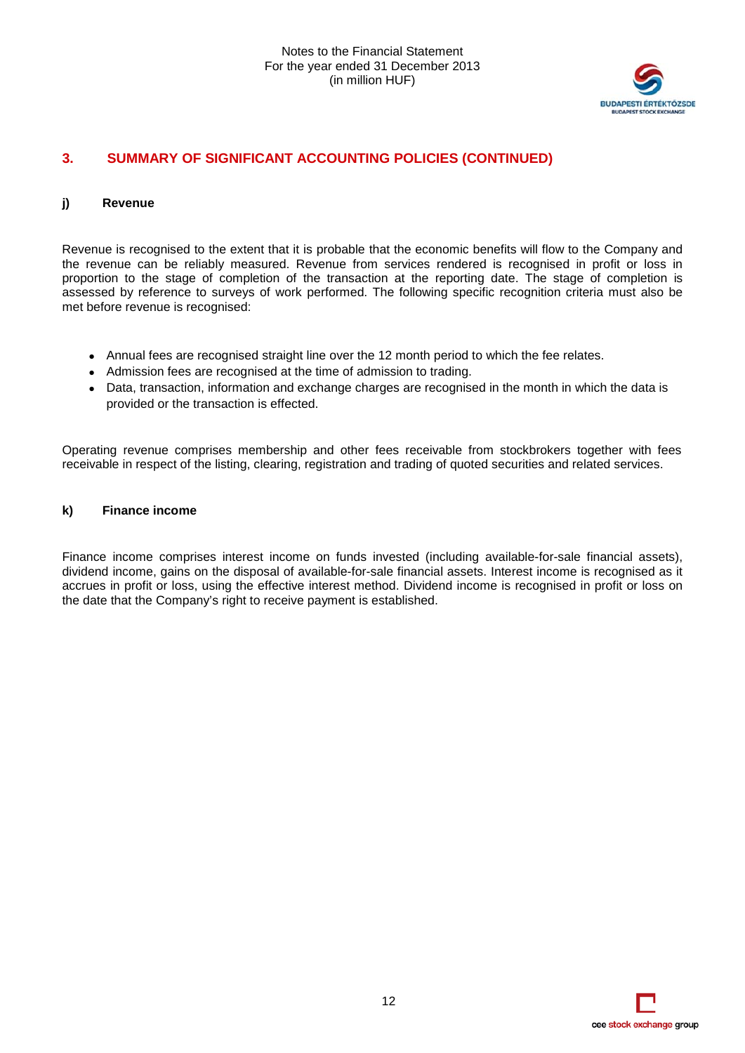## 3. SUMMARY OF SIGNIFICANT ACCOUNTING POLICIES (CONTINUED)

### j) Revenue

Revenue is recognised to the extent that it is probable that the economic benefits will flow to the Company and the revenue can be reliably measured. Revenue from services rendered is recognised in profit or loss in proportion to the stage of completion of the transaction at the reporting date. The stage of completion is assessed by reference to surveys of work performed. The following specific recognition criteria must also be met before revenue is recognised:

- Annual fees are recognised straight line over the 12 month period to which the fee relates.
- Admission fees are recognised at the time of admission to trading.
- Data, transaction, information and exchange charges are recognised in the month in which the data is provided or the transaction is effected.

Operating revenue comprises membership and other fees receivable from stockbrokers together with fees receivable in respect of the listing, clearing, registration and trading of quoted securities and related services.

### k) Finance income

Finance income comprises interest income on funds invested (including available-for-sale financial assets), dividend income, gains on the disposal of available-for-sale financial assets. Interest income is recognised as it accrues in profit or loss, using the effective interest method. Dividend income is recognised in profit or loss on the date that the Company's right to receive payment is established.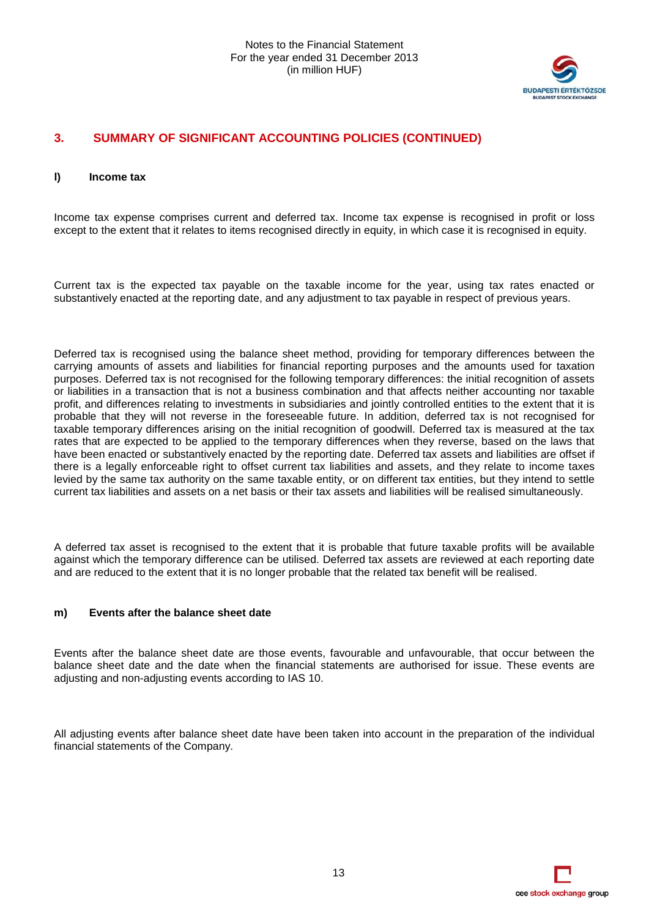## 3. SUMMARY OF SIGNIFICANT ACCOUNTING POLICIES (CONTINUED)

### l) Income tax

Income tax expense comprises current and deferred tax. Income tax expense is recognised in profit or loss except to the extent that it relates to items recognised directly in equity, in which case it is recognised in equity.

Current tax is the expected tax payable on the taxable income for the year, using tax rates enacted or substantively enacted at the reporting date, and any adjustment to tax payable in respect of previous years.

Deferred tax is recognised using the balance sheet method, providing for temporary differences between the carrying amounts of assets and liabilities for financial reporting purposes and the amounts used for taxation purposes. Deferred tax is not recognised for the following temporary differences: the initial recognition of assets or liabilities in a transaction that is not a business combination and that affects neither accounting nor taxable profit, and differences relating to investments in subsidiaries and jointly controlled entities to the extent that it is probable that they will not reverse in the foreseeable future. In addition, deferred tax is not recognised for taxable temporary differences arising on the initial recognition of goodwill. Deferred tax is measured at the tax rates that are expected to be applied to the temporary differences when they reverse, based on the laws that have been enacted or substantively enacted by the reporting date. Deferred tax assets and liabilities are offset if there is a legally enforceable right to offset current tax liabilities and assets, and they relate to income taxes levied by the same tax authority on the same taxable entity, or on different tax entities, but they intend to settle current tax liabilities and assets on a net basis or their tax assets and liabilities will be realised simultaneously.

A deferred tax asset is recognised to the extent that it is probable that future taxable profits will be available against which the temporary difference can be utilised. Deferred tax assets are reviewed at each reporting date and are reduced to the extent that it is no longer probable that the related tax benefit will be realised.

### m) Events after the balance sheet date

Events after the balance sheet date are those events, favourable and unfavourable, that occur between the balance sheet date and the date when the financial statements are authorised for issue. These events are adjusting and non-adjusting events according to IAS 10.

All adjusting events after balance sheet date have been taken into account in the preparation of the individual financial statements of the Company.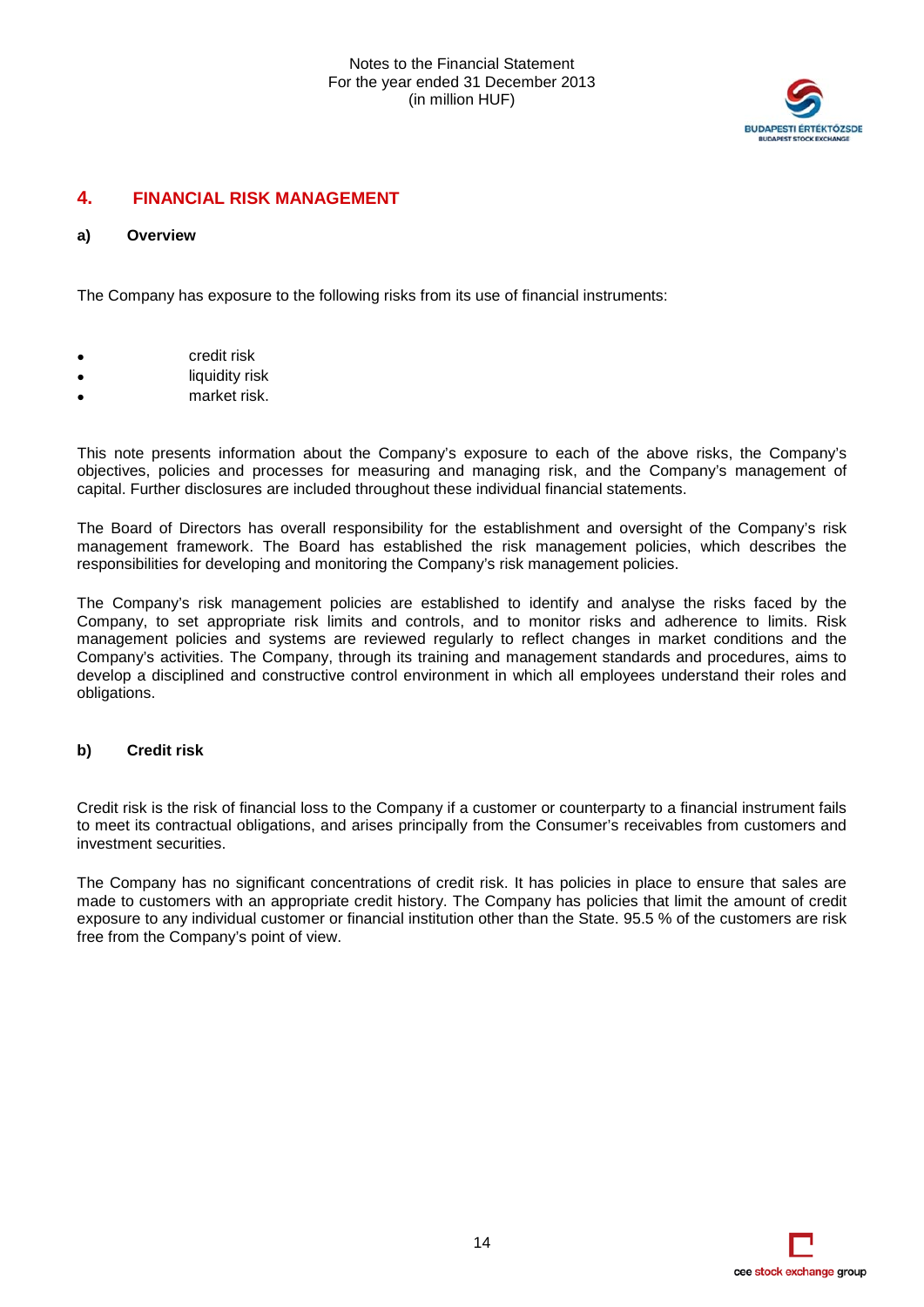## 4. FINANCIAL RISK MANAGEMENT

### a) Overview

The Company has exposure to the following risks from its use of financial instruments:

- credit risk
- liquidity risk
- market risk.

This note presents information about the Company's exposure to each of the above risks, the Company's objectives, policies and processes for measuring and managing risk, and the Company's management of capital. Further disclosures are included throughout these individual financial statements.

The Board of Directors has overall responsibility for the establishment and oversight of the Company's risk management framework. The Board has established the risk management policies, which describes the responsibilities for developing and monitoring the Company's risk management policies.

The Company's risk management policies are established to identify and analyse the risks faced by the Company, to set appropriate risk limits and controls, and to monitor risks and adherence to limits. Risk management policies and systems are reviewed regularly to reflect changes in market conditions and the Company's activities. The Company, through its training and management standards and procedures, aims to develop a disciplined and constructive control environment in which all employees understand their roles and obligations.

### b) Credit risk

Credit risk is the risk of financial loss to the Company if a customer or counterparty to a financial instrument fails to meet its contractual obligations, and arises principally from the Consumer's receivables from customers and investment securities.

The Company has no significant concentrations of credit risk. It has policies in place to ensure that sales are made to customers with an appropriate credit history. The Company has policies that limit the amount of credit exposure to any individual customer or financial institution other than the State. 95.5 % of the customers are risk free from the Company's point of view.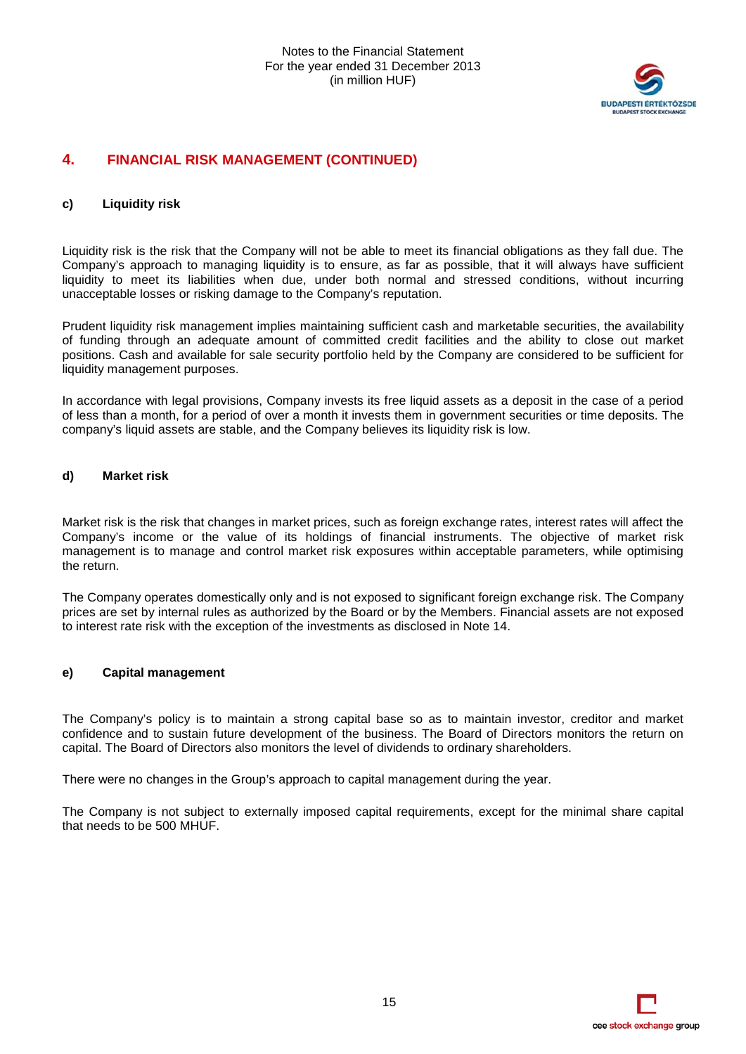## 4. FINANCIAL RISK MANAGEMENT (CONTINUED)

### c) Liquidity risk

Liquidity risk is the risk that the Company will not be able to meet its financial obligations as they fall due. The Company's approach to managing liquidity is to ensure, as far as possible, that it will always have sufficient liquidity to meet its liabilities when due, under both normal and stressed conditions, without incurring unacceptable losses or risking damage to the Company's reputation.

Prudent liquidity risk management implies maintaining sufficient cash and marketable securities, the availability of funding through an adequate amount of committed credit facilities and the ability to close out market positions. Cash and available for sale security portfolio held by the Company are considered to be sufficient for liquidity management purposes.

In accordance with legal provisions, Company invests its free liquid assets as a deposit in the case of a period of less than a month, for a period of over a month it invests them in government securities or time deposits. The company's liquid assets are stable, and the Company believes its liquidity risk is low.

### d) Market risk

Market risk is the risk that changes in market prices, such as foreign exchange rates, interest rates will affect the Company's income or the value of its holdings of financial instruments. The objective of market risk management is to manage and control market risk exposures within acceptable parameters, while optimising the return.

The Company operates domestically only and is not exposed to significant foreign exchange risk. The Company prices are set by internal rules as authorized by the Board or by the Members. Financial assets are not exposed to interest rate risk with the exception of the investments as disclosed in Note 14.

### e) Capital management

The Company's policy is to maintain a strong capital base so as to maintain investor, creditor and market confidence and to sustain future development of the business. The Board of Directors monitors the return on capital. The Board of Directors also monitors the level of dividends to ordinary shareholders.

There were no changes in the Group's approach to capital management during the year.

The Company is not subject to externally imposed capital requirements, except for the minimal share capital that needs to be 500 MHUF.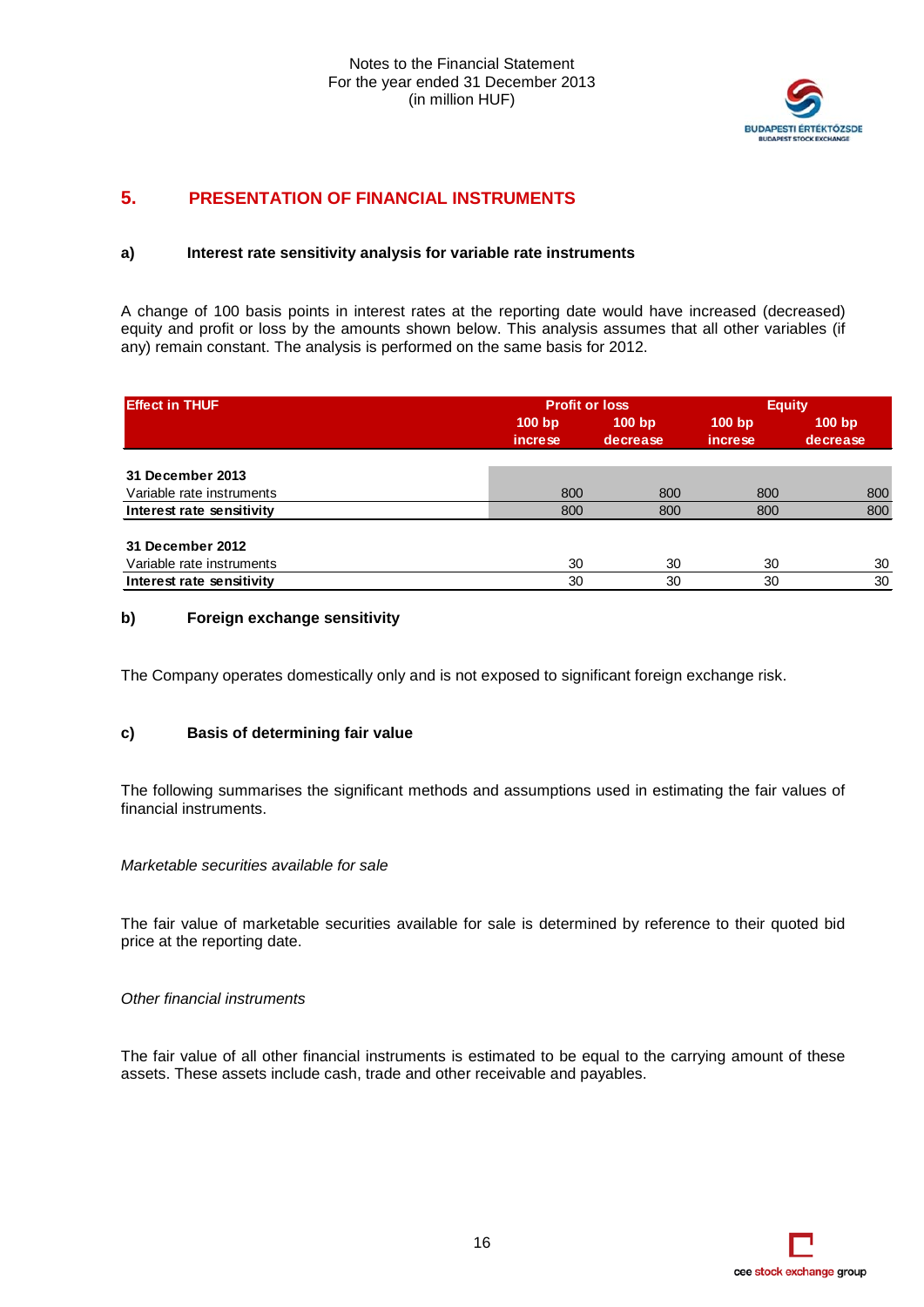## 5. PRESENTATION OF FINANCIAL INSTRUMENTS

### a) Interest rate sensitivity analysis for variable rate instruments

A change of 100 basis points in interest rates at the reporting date would have increased (decreased) equity and profit or loss by the amounts shown below. This analysis assumes that all other variables (if any) remain constant. The analysis is performed on the same basis for 2012.

| Effect in THUF | Profit or loss | | Equity | |
|---|---|---|---|---|
| | 100 bp increse | 100 bp decrease | 100 bp increse | 100 bp decrease |
| **31 December 2013** | | | | |
| Variable rate instruments | 800 | 800 | 800 | 800 |
| **Interest rate sensitivity** | 800 | 800 | 800 | 800 |
| **31 December 2012** | | | | |
| Variable rate instruments | 30 | 30 | 30 | 30 |
| **Interest rate sensitivity** | 30 | 30 | 30 | 30 |

### b) Foreign exchange sensitivity

The Company operates domestically only and is not exposed to significant foreign exchange risk.

### c) Basis of determining fair value

The following summarises the significant methods and assumptions used in estimating the fair values of financial instruments.

*Marketable securities available for sale*

The fair value of marketable securities available for sale is determined by reference to their quoted bid price at the reporting date.

*Other financial instruments*

The fair value of all other financial instruments is estimated to be equal to the carrying amount of these assets. These assets include cash, trade and other receivable and payables.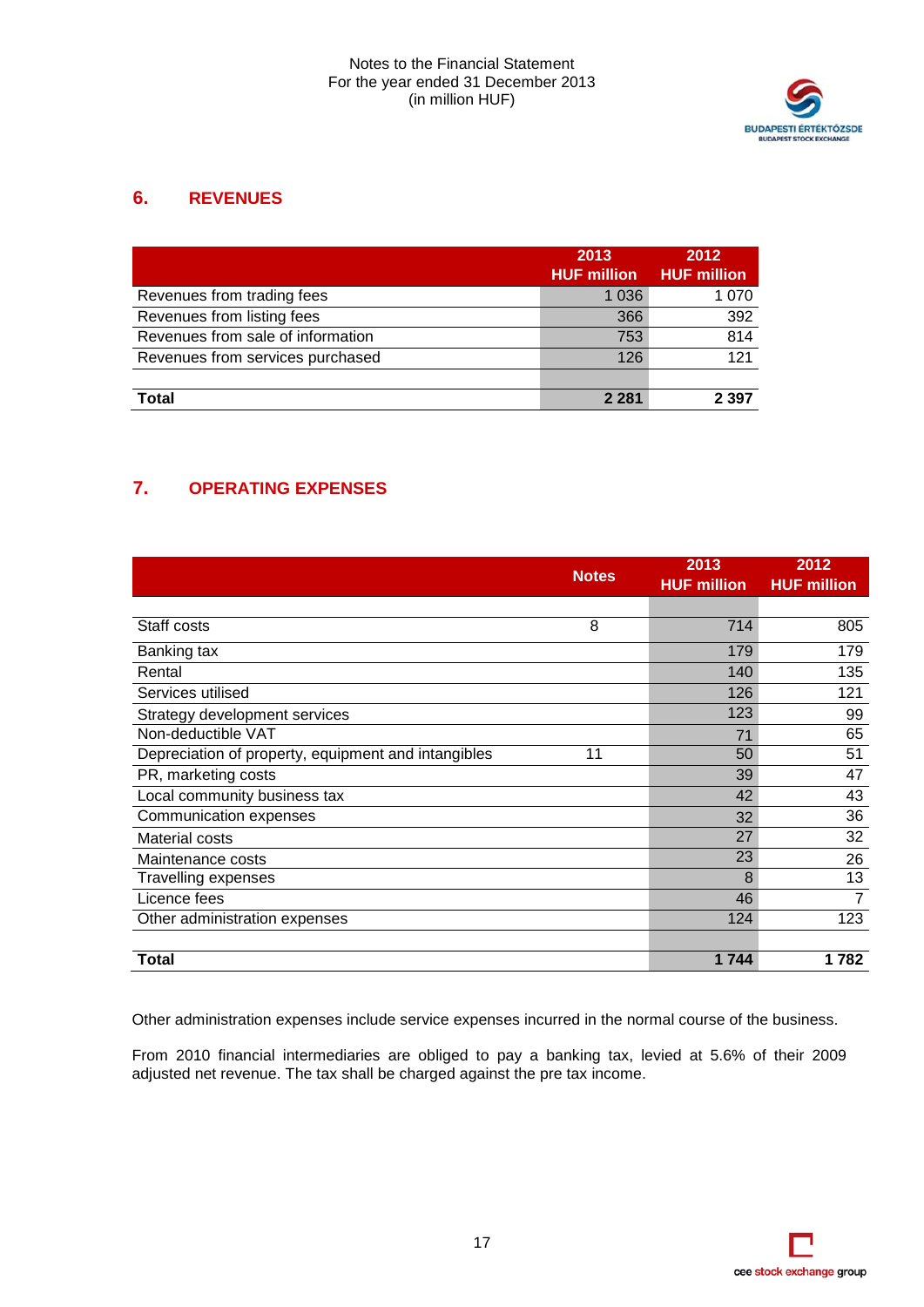## 6. REVENUES

| | 2013 HUF million | 2012 HUF million |
|---|---|---|
| Revenues from trading fees | 1 036 | 1 070 |
| Revenues from listing fees | 366 | 392 |
| Revenues from sale of information | 753 | 814 |
| Revenues from services purchased | 126 | 121 |
| | | |
| **Total** | **2 281** | **2 397** |

## 7. OPERATING EXPENSES

| | Notes | 2013 HUF million | 2012 HUF million |
|---|---|---|---|
| | | | |
| Staff costs | 8 | 714 | 805 |
| Banking tax | | 179 | 179 |
| Rental | | 140 | 135 |
| Services utilised | | 126 | 121 |
| Strategy development services | | 123 | 99 |
| Non-deductible VAT | | 71 | 65 |
| Depreciation of property, equipment and intangibles | 11 | 50 | 51 |
| PR, marketing costs | | 39 | 47 |
| Local community business tax | | 42 | 43 |
| Communication expenses | | 32 | 36 |
| Material costs | | 27 | 32 |
| Maintenance costs | | 23 | 26 |
| Travelling expenses | | 8 | 13 |
| Licence fees | | 46 | 7 |
| Other administration expenses | | 124 | 123 |
| | | | |
| **Total** | | **1 744** | **1 782** |

Other administration expenses include service expenses incurred in the normal course of the business.

From 2010 financial intermediaries are obliged to pay a banking tax, levied at 5.6% of their 2009 adjusted net revenue. The tax shall be charged against the pre tax income.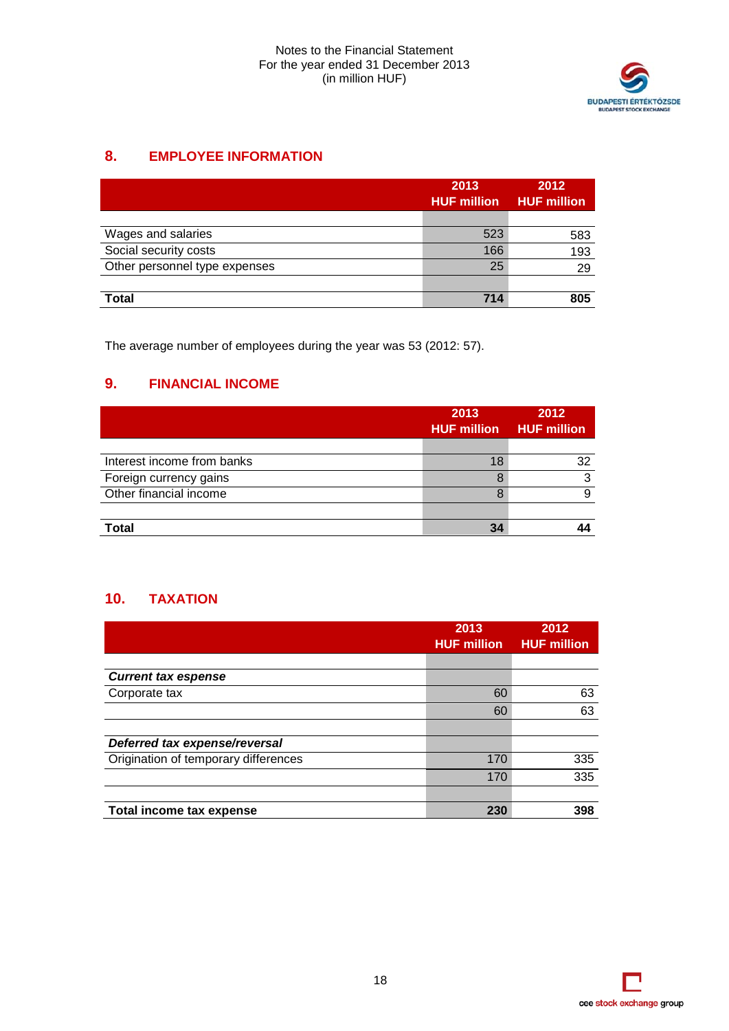## 8. EMPLOYEE INFORMATION

| | 2013 HUF million | 2012 HUF million |
|---|---|---|
| Wages and salaries | 523 | 583 |
| Social security costs | 166 | 193 |
| Other personnel type expenses | 25 | 29 |
| **Total** | **714** | **805** |

The average number of employees during the year was 53 (2012: 57).

## 9. FINANCIAL INCOME

| | 2013 HUF million | 2012 HUF million |
|---|---|---|
| Interest income from banks | 18 | 32 |
| Foreign currency gains | 8 | 3 |
| Other financial income | 8 | 9 |
| **Total** | **34** | **44** |

## 10. TAXATION

| | 2013 HUF million | 2012 HUF million |
|---|---|---|
| ***Current tax espense*** | | |
| Corporate tax | 60 | 63 |
| | 60 | 63 |
| ***Deferred tax expense/reversal*** | | |
| Origination of temporary differences | 170 | 335 |
| | 170 | 335 |
| **Total income tax expense** | **230** | **398** |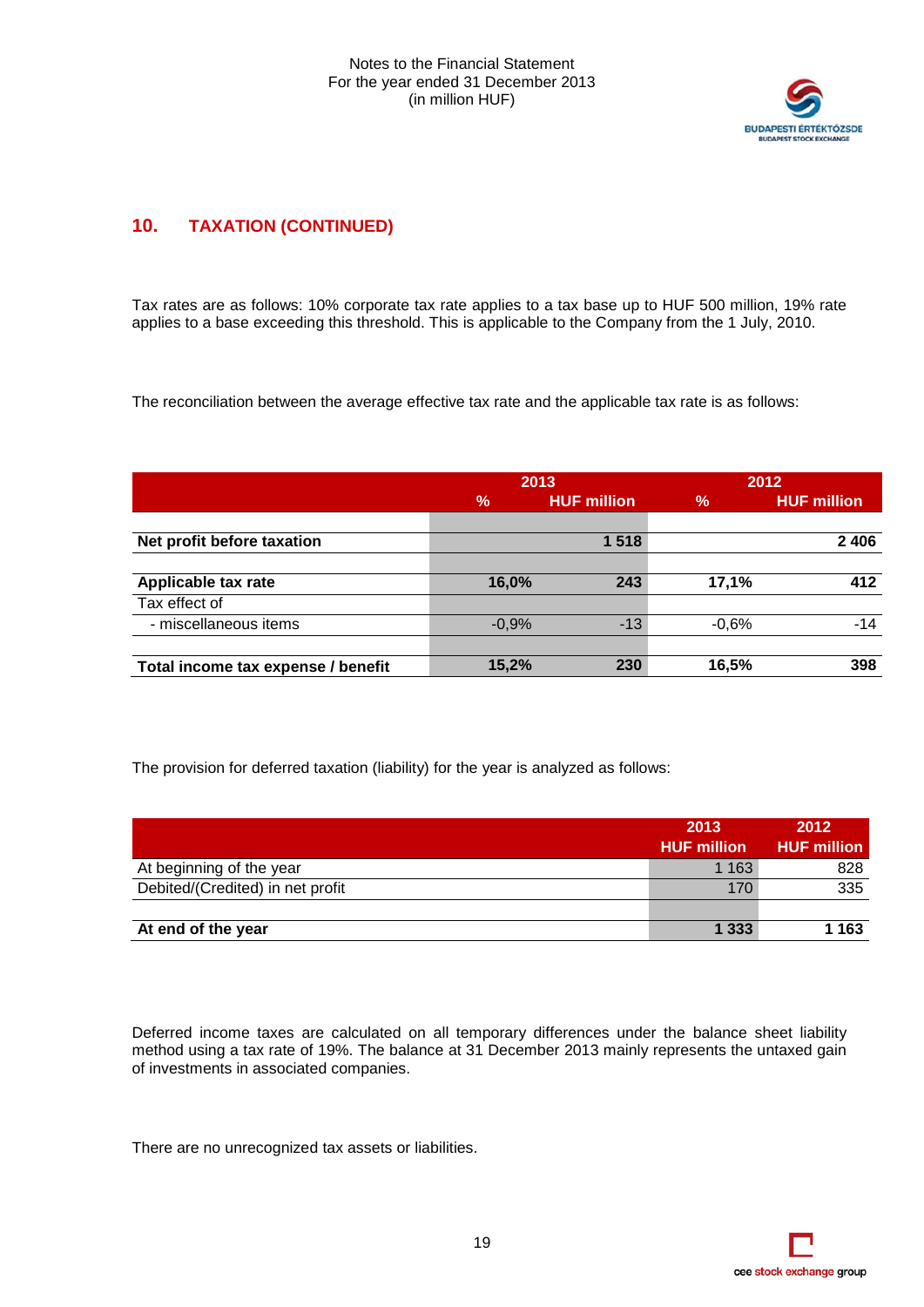## 10. TAXATION (CONTINUED)

Tax rates are as follows: 10% corporate tax rate applies to a tax base up to HUF 500 million, 19% rate applies to a base exceeding this threshold. This is applicable to the Company from the 1 July, 2010.

The reconciliation between the average effective tax rate and the applicable tax rate is as follows:

| | 2013 | | 2012 | |
|---|---|---|---|---|
| | % | HUF million | % | HUF million |
| **Net profit before taxation** | | **1 518** | | **2 406** |
| **Applicable tax rate** | **16,0%** | **243** | **17,1%** | **412** |
| Tax effect of | | | | |
| - miscellaneous items | -0,9% | -13 | -0,6% | -14 |
| **Total income tax expense / benefit** | **15,2%** | **230** | **16,5%** | **398** |

The provision for deferred taxation (liability) for the year is analyzed as follows:

| | 2013 HUF million | 2012 HUF million |
|---|---|---|
| At beginning of the year | 1 163 | 828 |
| Debited/(Credited) in net profit | 170 | 335 |
| **At end of the year** | **1 333** | **1 163** |

Deferred income taxes are calculated on all temporary differences under the balance sheet liability method using a tax rate of 19%. The balance at 31 December 2013 mainly represents the untaxed gain of investments in associated companies.

There are no unrecognized tax assets or liabilities.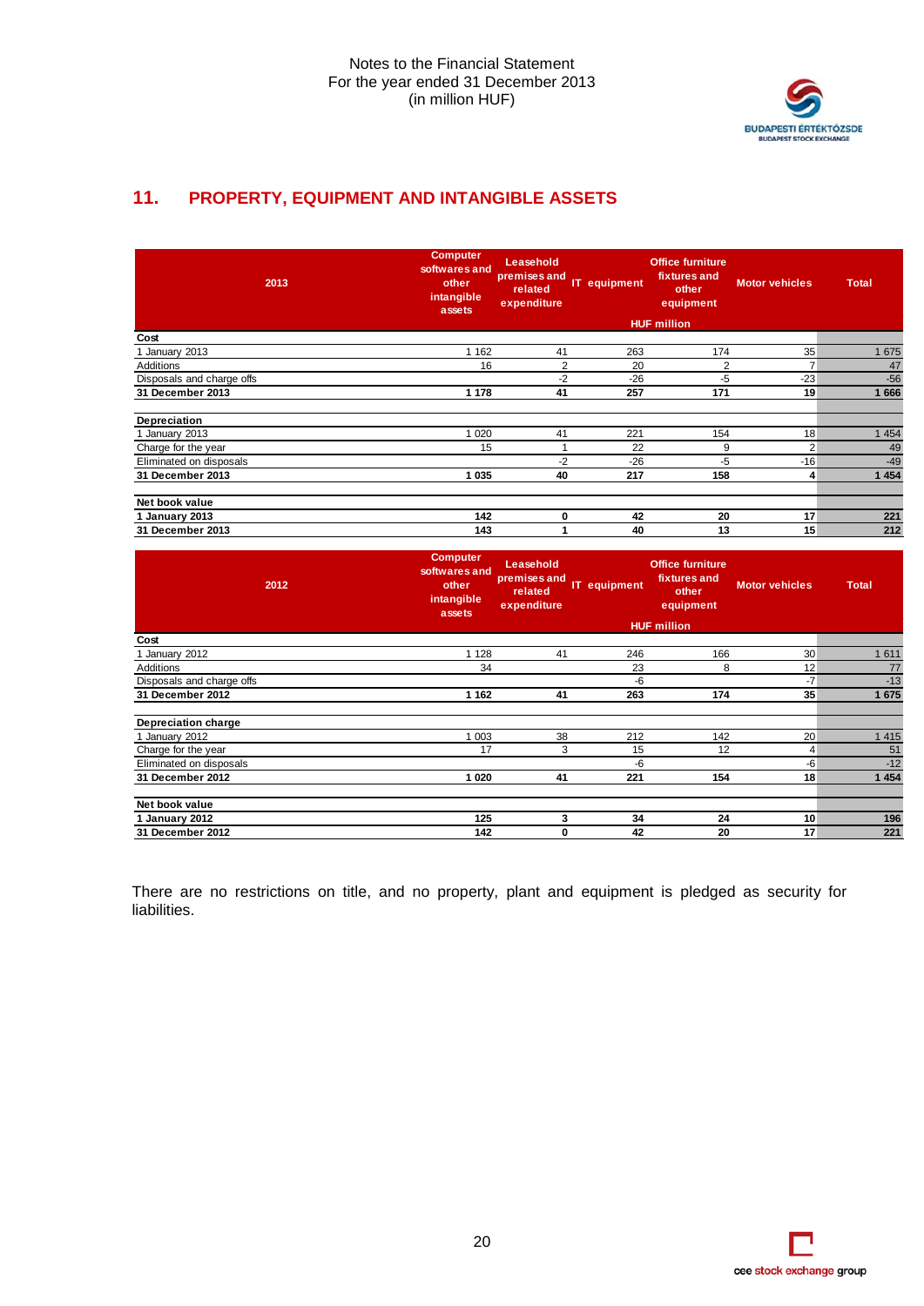## 11. PROPERTY, EQUIPMENT AND INTANGIBLE ASSETS

| 2013 | Computer softwares and other intangible assets | Leasehold premises and related expenditure | IT equipment | Office furniture fixtures and other equipment | Motor vehicles | Total |
|---|---|---|---|---|---|---|
| | | | HUF million | | | |
| **Cost** | | | | | | |
| 1 January 2013 | 1 162 | 41 | 263 | 174 | 35 | 1 675 |
| Additions | 16 | 2 | 20 | 2 | 7 | 47 |
| Disposals and charge offs | | -2 | -26 | -5 | -23 | -56 |
| **31 December 2013** | **1 178** | **41** | **257** | **171** | **19** | **1 666** |
| | | | | | | |
| **Depreciation** | | | | | | |
| 1 January 2013 | 1 020 | 41 | 221 | 154 | 18 | 1 454 |
| Charge for the year | 15 | 1 | 22 | 9 | 2 | 49 |
| Eliminated on disposals | | -2 | -26 | -5 | -16 | -49 |
| **31 December 2013** | **1 035** | **40** | **217** | **158** | **4** | **1 454** |
| | | | | | | |
| **Net book value** | | | | | | |
| **1 January 2013** | **142** | **0** | **42** | **20** | **17** | **221** |
| **31 December 2013** | **143** | **1** | **40** | **13** | **15** | **212** |

| 2012 | Computer softwares and other intangible assets | Leasehold premises and related expenditure | IT equipment | Office furniture fixtures and other equipment | Motor vehicles | Total |
|---|---|---|---|---|---|---|
| | | | HUF million | | | |
| **Cost** | | | | | | |
| 1 January 2012 | 1 128 | 41 | 246 | 166 | 30 | 1 611 |
| Additions | 34 | | 23 | 8 | 12 | 77 |
| Disposals and charge offs | | | -6 | | -7 | -13 |
| **31 December 2012** | **1 162** | **41** | **263** | **174** | **35** | **1 675** |
| | | | | | | |
| **Depreciation charge** | | | | | | |
| 1 January 2012 | 1 003 | 38 | 212 | 142 | 20 | 1 415 |
| Charge for the year | 17 | 3 | 15 | 12 | 4 | 51 |
| Eliminated on disposals | | | -6 | | -6 | -12 |
| **31 December 2012** | **1 020** | **41** | **221** | **154** | **18** | **1 454** |
| | | | | | | |
| **Net book value** | | | | | | |
| **1 January 2012** | **125** | **3** | **34** | **24** | **10** | **196** |
| **31 December 2012** | **142** | **0** | **42** | **20** | **17** | **221** |

There are no restrictions on title, and no property, plant and equipment is pledged as security for liabilities.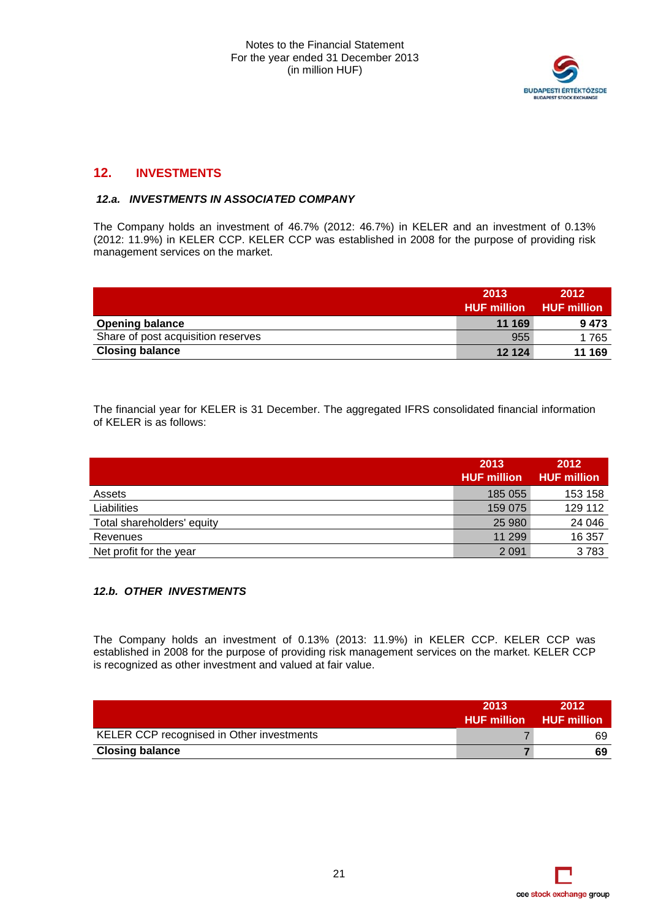## 12. INVESTMENTS

### *12.a. INVESTMENTS IN ASSOCIATED COMPANY*

The Company holds an investment of 46.7% (2012: 46.7%) in KELER and an investment of 0.13% (2012: 11.9%) in KELER CCP. KELER CCP was established in 2008 for the purpose of providing risk management services on the market.

| | 2013 HUF million | 2012 HUF million |
|---|---|---|
| **Opening balance** | **11 169** | **9 473** |
| Share of post acquisition reserves | 955 | 1 765 |
| **Closing balance** | **12 124** | **11 169** |

The financial year for KELER is 31 December. The aggregated IFRS consolidated financial information of KELER is as follows:

| | 2013 HUF million | 2012 HUF million |
|---|---|---|
| Assets | 185 055 | 153 158 |
| Liabilities | 159 075 | 129 112 |
| Total shareholders' equity | 25 980 | 24 046 |
| Revenues | 11 299 | 16 357 |
| Net profit for the year | 2 091 | 3 783 |

### *12.b. OTHER INVESTMENTS*

The Company holds an investment of 0.13% (2013: 11.9%) in KELER CCP. KELER CCP was established in 2008 for the purpose of providing risk management services on the market. KELER CCP is recognized as other investment and valued at fair value.

| | 2013 HUF million | 2012 HUF million |
|---|---|---|
| KELER CCP recognised in Other investments | 7 | 69 |
| **Closing balance** | **7** | **69** |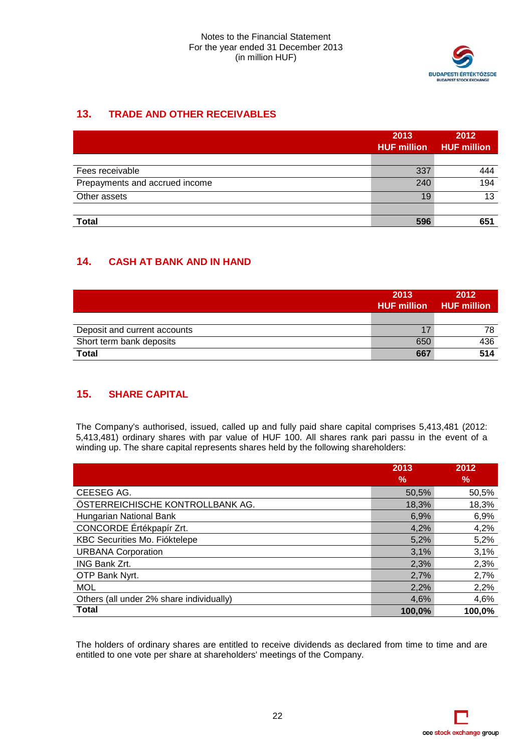## 13. TRADE AND OTHER RECEIVABLES

| | 2013 HUF million | 2012 HUF million |
|---|---|---|
| Fees receivable | 337 | 444 |
| Prepayments and accrued income | 240 | 194 |
| Other assets | 19 | 13 |
| **Total** | **596** | **651** |

## 14. CASH AT BANK AND IN HAND

| | 2013 HUF million | 2012 HUF million |
|---|---|---|
| Deposit and current accounts | 17 | 78 |
| Short term bank deposits | 650 | 436 |
| **Total** | **667** | **514** |

## 15. SHARE CAPITAL

The Company's authorised, issued, called up and fully paid share capital comprises 5,413,481 (2012: 5,413,481) ordinary shares with par value of HUF 100. All shares rank pari passu in the event of a winding up. The share capital represents shares held by the following shareholders:

| | 2013 % | 2012 % |
|---|---|---|
| CEESEG AG. | 50,5% | 50,5% |
| ÖSTERREICHISCHE KONTROLLBANK AG. | 18,3% | 18,3% |
| Hungarian National Bank | 6,9% | 6,9% |
| CONCORDE Értékpapír Zrt. | 4,2% | 4,2% |
| KBC Securities Mo. Fióktelepe | 5,2% | 5,2% |
| URBANA Corporation | 3,1% | 3,1% |
| ING Bank Zrt. | 2,3% | 2,3% |
| OTP Bank Nyrt. | 2,7% | 2,7% |
| MOL | 2,2% | 2,2% |
| Others (all under 2% share individually) | 4,6% | 4,6% |
| **Total** | **100,0%** | **100,0%** |

The holders of ordinary shares are entitled to receive dividends as declared from time to time and are entitled to one vote per share at shareholders' meetings of the Company.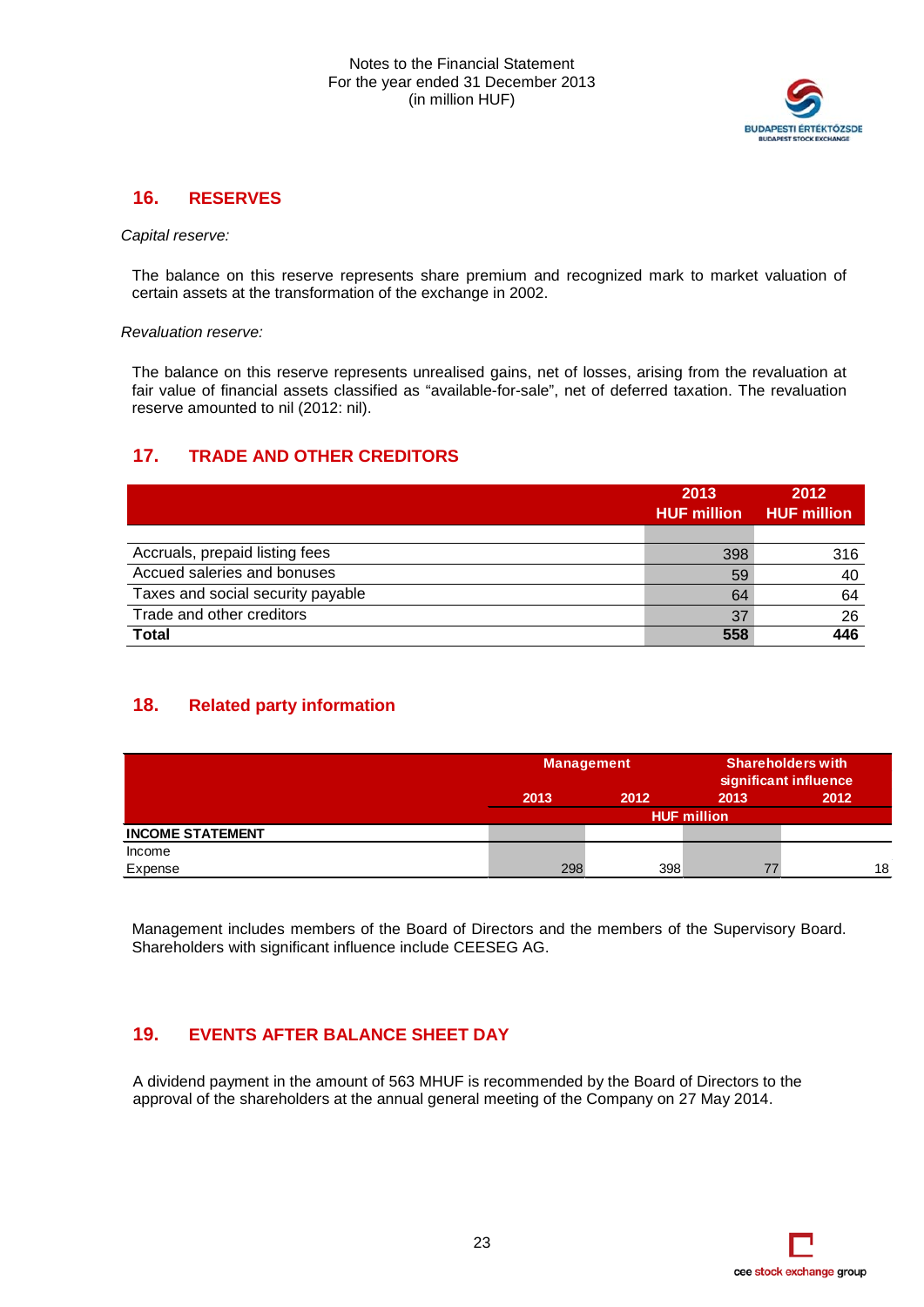## 16. RESERVES

*Capital reserve:*

The balance on this reserve represents share premium and recognized mark to market valuation of certain assets at the transformation of the exchange in 2002.

*Revaluation reserve:*

The balance on this reserve represents unrealised gains, net of losses, arising from the revaluation at fair value of financial assets classified as "available-for-sale", net of deferred taxation. The revaluation reserve amounted to nil (2012: nil).

## 17. TRADE AND OTHER CREDITORS

| | 2013 HUF million | 2012 HUF million |
|---|---|---|
| Accruals, prepaid listing fees | 398 | 316 |
| Accued saleries and bonuses | 59 | 40 |
| Taxes and social security payable | 64 | 64 |
| Trade and other creditors | 37 | 26 |
| **Total** | **558** | **446** |

## 18. Related party information

| | Management | | Shareholders with significant influence | |
|---|---|---|---|---|
| | 2013 | 2012 | 2013 | 2012 |
| | HUF million | | | |
| **INCOME STATEMENT** | | | | |
| Income | | | | |
| Expense | 298 | 398 | 77 | 18 |

Management includes members of the Board of Directors and the members of the Supervisory Board. Shareholders with significant influence include CEESEG AG.

## 19. EVENTS AFTER BALANCE SHEET DAY

A dividend payment in the amount of 563 MHUF is recommended by the Board of Directors to the approval of the shareholders at the annual general meeting of the Company on 27 May 2014.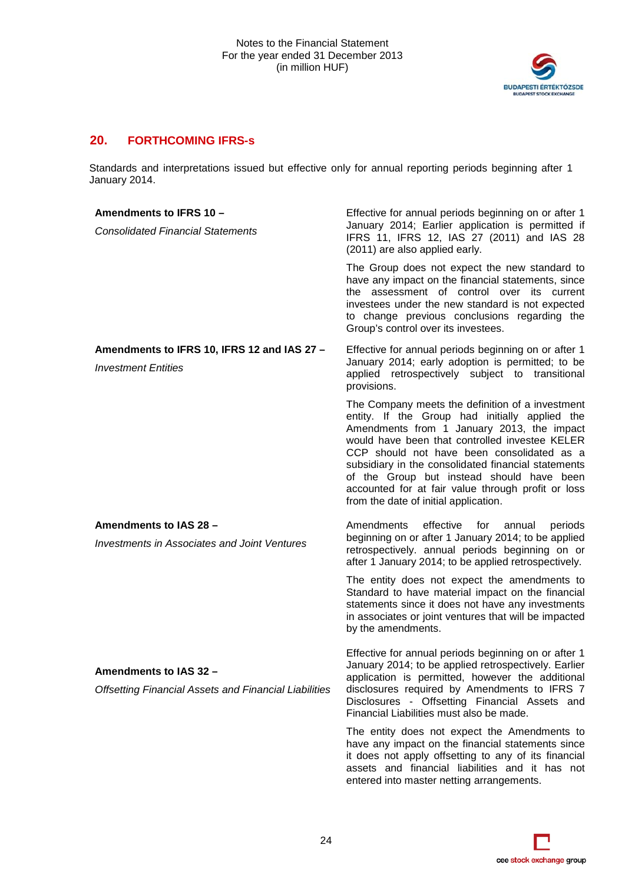## 20. FORTHCOMING IFRS-s

Standards and interpretations issued but effective only for annual reporting periods beginning after 1 January 2014.

**Amendments to IFRS 10 –**

*Consolidated Financial Statements*

Effective for annual periods beginning on or after 1 January 2014; Earlier application is permitted if IFRS 11, IFRS 12, IAS 27 (2011) and IAS 28 (2011) are also applied early.

The Group does not expect the new standard to have any impact on the financial statements, since the assessment of control over its current investees under the new standard is not expected to change previous conclusions regarding the Group's control over its investees.

**Amendments to IFRS 10, IFRS 12 and IAS 27 –**

*Investment Entities*

Effective for annual periods beginning on or after 1 January 2014; early adoption is permitted; to be applied retrospectively subject to transitional provisions.

The Company meets the definition of a investment entity. If the Group had initially applied the Amendments from 1 January 2013, the impact would have been that controlled investee KELER CCP should not have been consolidated as a subsidiary in the consolidated financial statements of the Group but instead should have been accounted for at fair value through profit or loss from the date of initial application.

**Amendments to IAS 28 –**

*Investments in Associates and Joint Ventures*

Amendments effective for annual periods beginning on or after 1 January 2014; to be applied retrospectively. annual periods beginning on or after 1 January 2014; to be applied retrospectively.

The entity does not expect the amendments to Standard to have material impact on the financial statements since it does not have any investments in associates or joint ventures that will be impacted by the amendments.

**Amendments to IAS 32 –**

*Offsetting Financial Assets and Financial Liabilities*

Effective for annual periods beginning on or after 1 January 2014; to be applied retrospectively. Earlier application is permitted, however the additional disclosures required by Amendments to IFRS 7 Disclosures - Offsetting Financial Assets and Financial Liabilities must also be made.

The entity does not expect the Amendments to have any impact on the financial statements since it does not apply offsetting to any of its financial assets and financial liabilities and it has not entered into master netting arrangements.